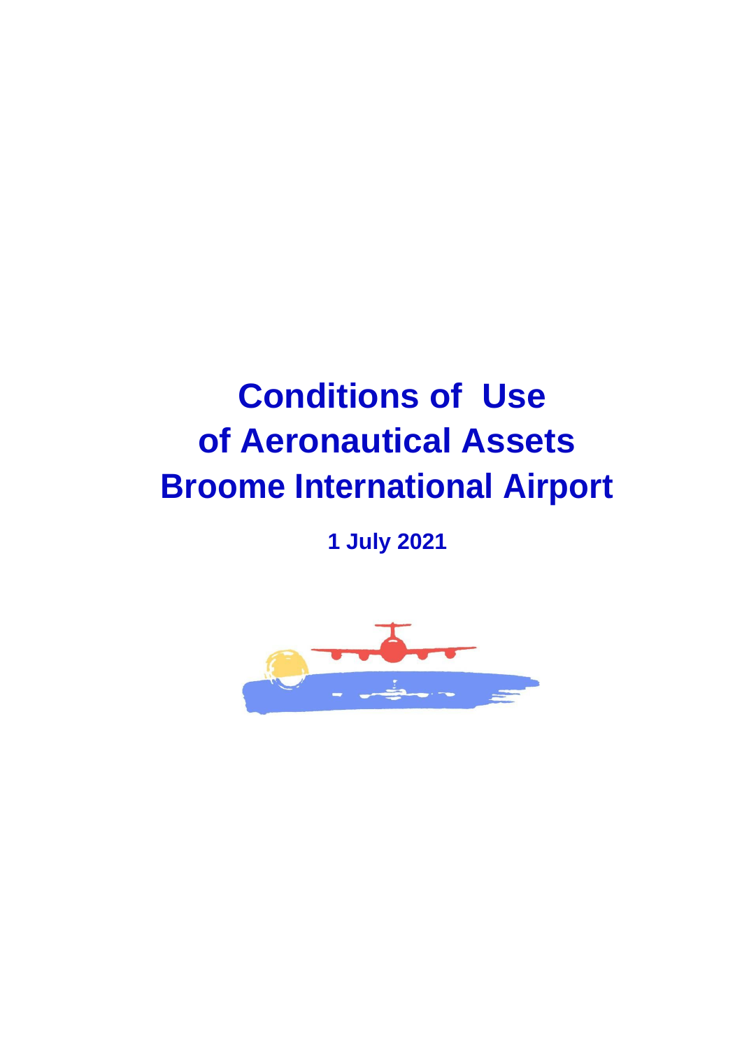# Conditions of Use of Aeronautical Assets Broome International Airport

**1 July 2021**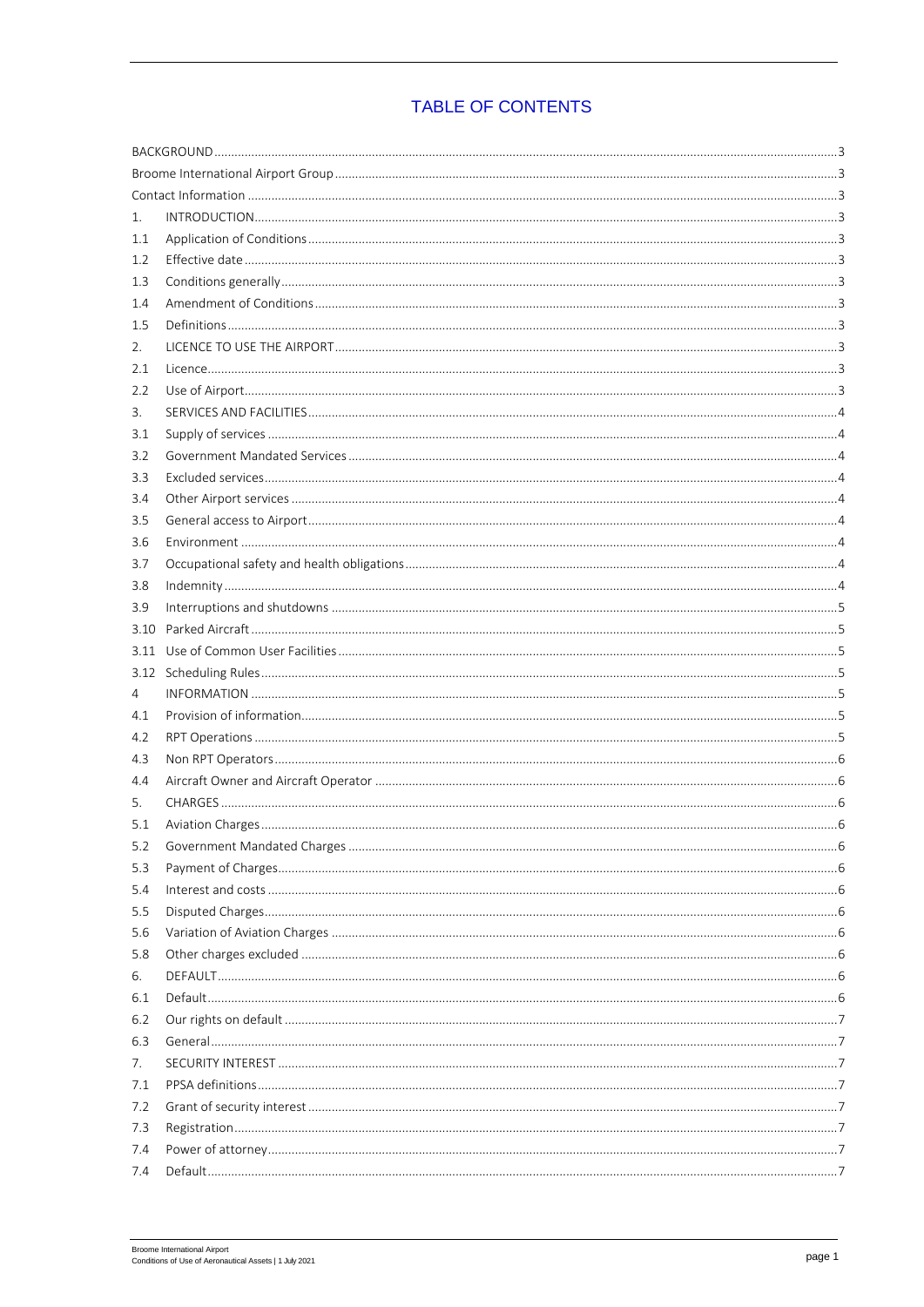# TABLE OF CONTENTS

| | | |
|---|---|---|
| BACKGROUND | | 3 |
| Broome International Airport Group | | 3 |
| Contact Information | | 3 |
| 1. | INTRODUCTION | 3 |
| 1.1 | Application of Conditions | 3 |
| 1.2 | Effective date | 3 |
| 1.3 | Conditions generally | 3 |
| 1.4 | Amendment of Conditions | 3 |
| 1.5 | Definitions | 3 |
| 2. | LICENCE TO USE THE AIRPORT | 3 |
| 2.1 | Licence | 3 |
| 2.2 | Use of Airport | 3 |
| 3. | SERVICES AND FACILITIES | 4 |
| 3.1 | Supply of services | 4 |
| 3.2 | Government Mandated Services | 4 |
| 3.3 | Excluded services | 4 |
| 3.4 | Other Airport services | 4 |
| 3.5 | General access to Airport | 4 |
| 3.6 | Environment | 4 |
| 3.7 | Occupational safety and health obligations | 4 |
| 3.8 | Indemnity | 4 |
| 3.9 | Interruptions and shutdowns | 5 |
| 3.10 | Parked Aircraft | 5 |
| 3.11 | Use of Common User Facilities | 5 |
| 3.12 | Scheduling Rules | 5 |
| 4 | INFORMATION | 5 |
| 4.1 | Provision of information | 5 |
| 4.2 | RPT Operations | 5 |
| 4.3 | Non RPT Operators | 6 |
| 4.4 | Aircraft Owner and Aircraft Operator | 6 |
| 5. | CHARGES | 6 |
| 5.1 | Aviation Charges | 6 |
| 5.2 | Government Mandated Charges | 6 |
| 5.3 | Payment of Charges | 6 |
| 5.4 | Interest and costs | 6 |
| 5.5 | Disputed Charges | 6 |
| 5.6 | Variation of Aviation Charges | 6 |
| 5.8 | Other charges excluded | 6 |
| 6. | DEFAULT | 6 |
| 6.1 | Default | 6 |
| 6.2 | Our rights on default | 7 |
| 6.3 | General | 7 |
| 7. | SECURITY INTEREST | 7 |
| 7.1 | PPSA definitions | 7 |
| 7.2 | Grant of security interest | 7 |
| 7.3 | Registration | 7 |
| 7.4 | Power of attorney | 7 |
| 7.4 | Default | 7 |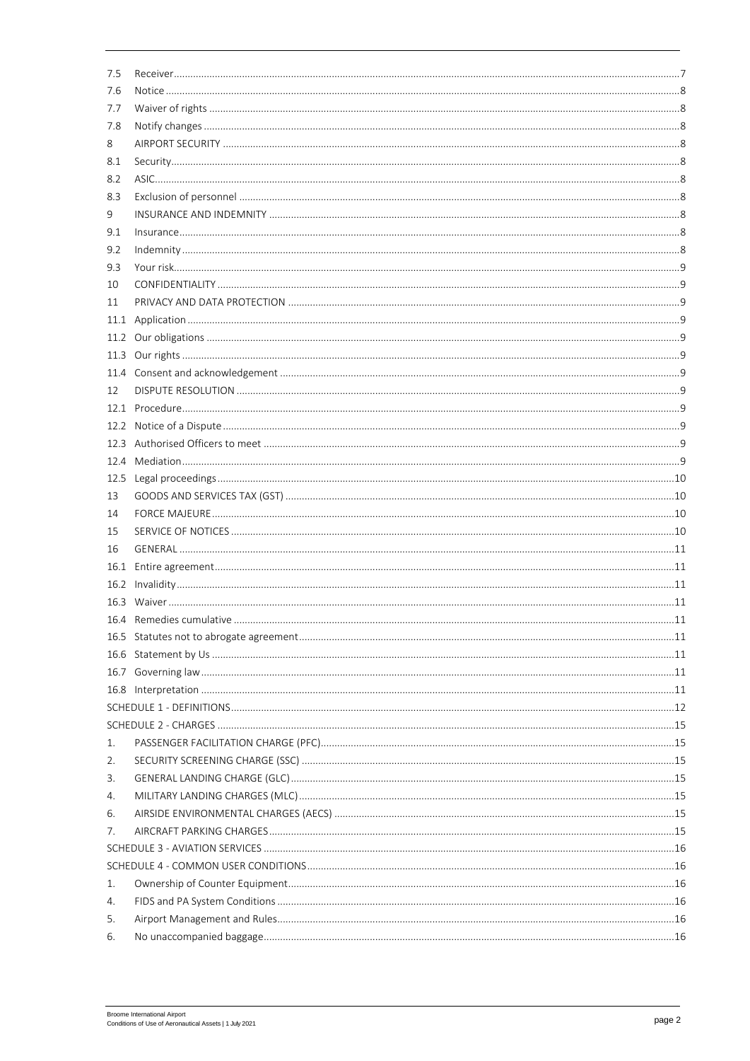| | | |
|---|---|---|
| 7.5 | Receiver | 7 |
| 7.6 | Notice | 8 |
| 7.7 | Waiver of rights | 8 |
| 7.8 | Notify changes | 8 |
| 8 | AIRPORT SECURITY | 8 |
| 8.1 | Security | 8 |
| 8.2 | ASIC | 8 |
| 8.3 | Exclusion of personnel | 8 |
| 9 | INSURANCE AND INDEMNITY | 8 |
| 9.1 | Insurance | 8 |
| 9.2 | Indemnity | 8 |
| 9.3 | Your risk | 9 |
| 10 | CONFIDENTIALITY | 9 |
| 11 | PRIVACY AND DATA PROTECTION | 9 |
| 11.1 | Application | 9 |
| 11.2 | Our obligations | 9 |
| 11.3 | Our rights | 9 |
| 11.4 | Consent and acknowledgement | 9 |
| 12 | DISPUTE RESOLUTION | 9 |
| 12.1 | Procedure | 9 |
| 12.2 | Notice of a Dispute | 9 |
| 12.3 | Authorised Officers to meet | 9 |
| 12.4 | Mediation | 9 |
| 12.5 | Legal proceedings | 10 |
| 13 | GOODS AND SERVICES TAX (GST) | 10 |
| 14 | FORCE MAJEURE | 10 |
| 15 | SERVICE OF NOTICES | 10 |
| 16 | GENERAL | 11 |
| 16.1 | Entire agreement | 11 |
| 16.2 | Invalidity | 11 |
| 16.3 | Waiver | 11 |
| 16.4 | Remedies cumulative | 11 |
| 16.5 | Statutes not to abrogate agreement | 11 |
| 16.6 | Statement by Us | 11 |
| 16.7 | Governing law | 11 |
| 16.8 | Interpretation | 11 |
| SCHEDULE 1 - DEFINITIONS | | 12 |
| SCHEDULE 2 - CHARGES | | 15 |
| 1. | PASSENGER FACILITATION CHARGE (PFC) | 15 |
| 2. | SECURITY SCREENING CHARGE (SSC) | 15 |
| 3. | GENERAL LANDING CHARGE (GLC) | 15 |
| 4. | MILITARY LANDING CHARGES (MLC) | 15 |
| 6. | AIRSIDE ENVIRONMENTAL CHARGES (AECS) | 15 |
| 7. | AIRCRAFT PARKING CHARGES | 15 |
| SCHEDULE 3 - AVIATION SERVICES | | 16 |
| SCHEDULE 4 - COMMON USER CONDITIONS | | 16 |
| 1. | Ownership of Counter Equipment | 16 |
| 4. | FIDS and PA System Conditions | 16 |
| 5. | Airport Management and Rules | 16 |
| 6. | No unaccompanied baggage | 16 |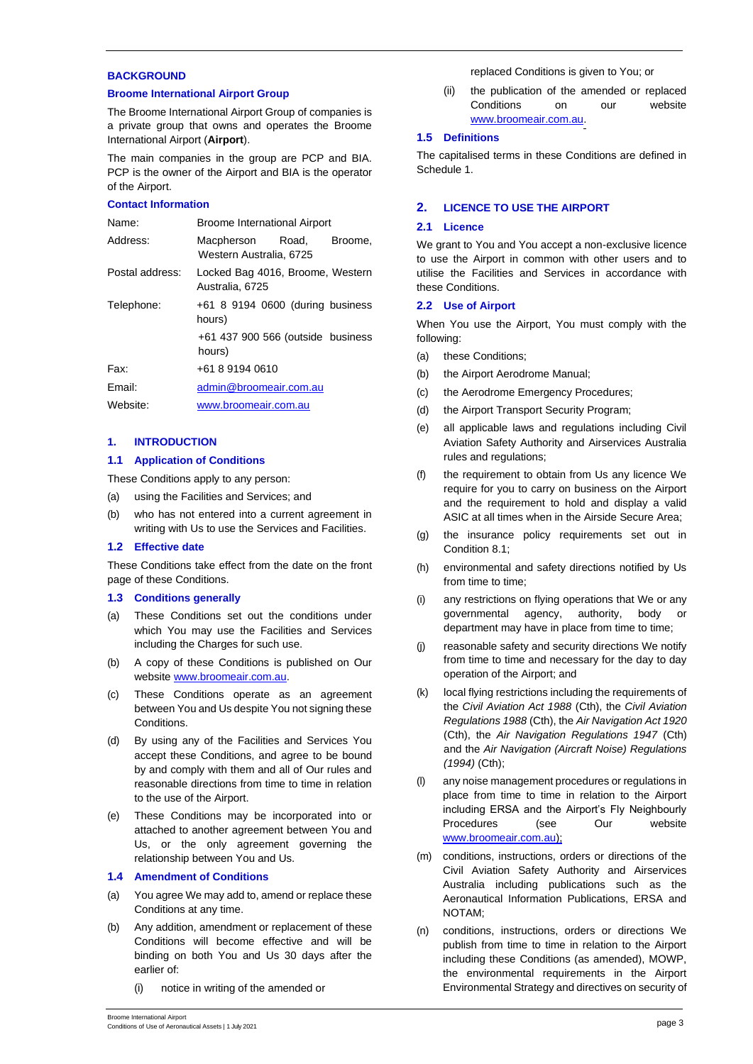## BACKGROUND

### Broome International Airport Group

The Broome International Airport Group of companies is a private group that owns and operates the Broome International Airport (**Airport**).

The main companies in the group are PCP and BIA. PCP is the owner of the Airport and BIA is the operator of the Airport.

### Contact Information

| | |
|---|---|
| Name: | Broome International Airport |
| Address: | Macpherson Road, Broome, Western Australia, 6725 |
| Postal address: | Locked Bag 4016, Broome, Western Australia, 6725 |
| Telephone: | +61 8 9194 0600 (during business hours) |
| | +61 437 900 566 (outside business hours) |
| Fax: | +61 8 9194 0610 |
| Email: | admin@broomeair.com.au |
| Website: | www.broomeair.com.au |

## 1. INTRODUCTION

### 1.1 Application of Conditions

These Conditions apply to any person:

(a) using the Facilities and Services; and

(b) who has not entered into a current agreement in writing with Us to use the Services and Facilities.

### 1.2 Effective date

These Conditions take effect from the date on the front page of these Conditions.

### 1.3 Conditions generally

(a) These Conditions set out the conditions under which You may use the Facilities and Services including the Charges for such use.

(b) A copy of these Conditions is published on Our website www.broomeair.com.au.

(c) These Conditions operate as an agreement between You and Us despite You not signing these Conditions.

(d) By using any of the Facilities and Services You accept these Conditions, and agree to be bound by and comply with them and all of Our rules and reasonable directions from time to time in relation to the use of the Airport.

(e) These Conditions may be incorporated into or attached to another agreement between You and Us, or the only agreement governing the relationship between You and Us.

### 1.4 Amendment of Conditions

(a) You agree We may add to, amend or replace these Conditions at any time.

(b) Any addition, amendment or replacement of these Conditions will become effective and will be binding on both You and Us 30 days after the earlier of:

(i) notice in writing of the amended or replaced Conditions is given to You; or

(ii) the publication of the amended or replaced Conditions on our website www.broomeair.com.au.

### 1.5 Definitions

The capitalised terms in these Conditions are defined in Schedule 1.

## 2. LICENCE TO USE THE AIRPORT

### 2.1 Licence

We grant to You and You accept a non-exclusive licence to use the Airport in common with other users and to utilise the Facilities and Services in accordance with these Conditions.

### 2.2 Use of Airport

When You use the Airport, You must comply with the following:

(a) these Conditions;

(b) the Airport Aerodrome Manual;

(c) the Aerodrome Emergency Procedures;

(d) the Airport Transport Security Program;

(e) all applicable laws and regulations including Civil Aviation Safety Authority and Airservices Australia rules and regulations;

(f) the requirement to obtain from Us any licence We require for you to carry on business on the Airport and the requirement to hold and display a valid ASIC at all times when in the Airside Secure Area;

(g) the insurance policy requirements set out in Condition 8.1;

(h) environmental and safety directions notified by Us from time to time;

(i) any restrictions on flying operations that We or any governmental agency, authority, body or department may have in place from time to time;

(j) reasonable safety and security directions We notify from time to time and necessary for the day to day operation of the Airport; and

(k) local flying restrictions including the requirements of the *Civil Aviation Act 1988* (Cth), the *Civil Aviation Regulations 1988* (Cth), the *Air Navigation Act 1920* (Cth), the *Air Navigation Regulations 1947* (Cth) and the *Air Navigation (Aircraft Noise) Regulations (1994)* (Cth);

(l) any noise management procedures or regulations in place from time to time in relation to the Airport including ERSA and the Airport's Fly Neighbourly Procedures (see Our website www.broomeair.com.au);

(m) conditions, instructions, orders or directions of the Civil Aviation Safety Authority and Airservices Australia including publications such as the Aeronautical Information Publications, ERSA and NOTAM;

(n) conditions, instructions, orders or directions We publish from time to time in relation to the Airport including these Conditions (as amended), MOWP, the environmental requirements in the Airport Environmental Strategy and directives on security of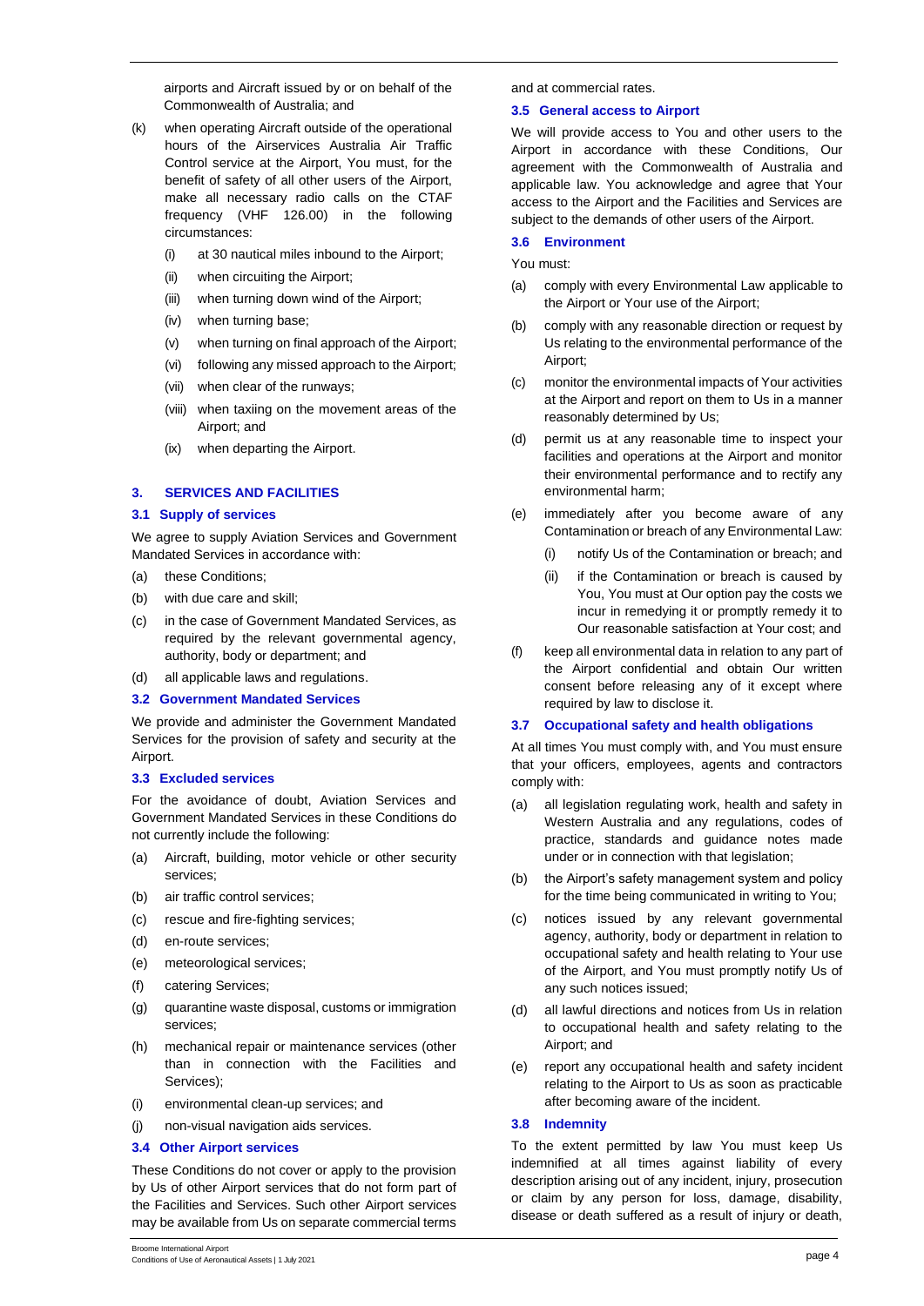airports and Aircraft issued by or on behalf of the Commonwealth of Australia; and

(k) when operating Aircraft outside of the operational hours of the Airservices Australia Air Traffic Control service at the Airport, You must, for the benefit of safety of all other users of the Airport, make all necessary radio calls on the CTAF frequency (VHF 126.00) in the following circumstances:

   (i) at 30 nautical miles inbound to the Airport;

   (ii) when circuiting the Airport;

   (iii) when turning down wind of the Airport;

   (iv) when turning base;

   (v) when turning on final approach of the Airport;

   (vi) following any missed approach to the Airport;

   (vii) when clear of the runways;

   (viii) when taxiing on the movement areas of the Airport; and

   (ix) when departing the Airport.

## 3. SERVICES AND FACILITIES

### 3.1 Supply of services

We agree to supply Aviation Services and Government Mandated Services in accordance with:

(a) these Conditions;

(b) with due care and skill;

(c) in the case of Government Mandated Services, as required by the relevant governmental agency, authority, body or department; and

(d) all applicable laws and regulations.

### 3.2 Government Mandated Services

We provide and administer the Government Mandated Services for the provision of safety and security at the Airport.

### 3.3 Excluded services

For the avoidance of doubt, Aviation Services and Government Mandated Services in these Conditions do not currently include the following:

(a) Aircraft, building, motor vehicle or other security services;

(b) air traffic control services;

(c) rescue and fire-fighting services;

(d) en-route services;

(e) meteorological services;

(f) catering Services;

(g) quarantine waste disposal, customs or immigration services;

(h) mechanical repair or maintenance services (other than in connection with the Facilities and Services);

(i) environmental clean-up services; and

(j) non-visual navigation aids services.

### 3.4 Other Airport services

These Conditions do not cover or apply to the provision by Us of other Airport services that do not form part of the Facilities and Services. Such other Airport services may be available from Us on separate commercial terms and at commercial rates.

### 3.5 General access to Airport

We will provide access to You and other users to the Airport in accordance with these Conditions, Our agreement with the Commonwealth of Australia and applicable law. You acknowledge and agree that Your access to the Airport and the Facilities and Services are subject to the demands of other users of the Airport.

### 3.6 Environment

You must:

(a) comply with every Environmental Law applicable to the Airport or Your use of the Airport;

(b) comply with any reasonable direction or request by Us relating to the environmental performance of the Airport;

(c) monitor the environmental impacts of Your activities at the Airport and report on them to Us in a manner reasonably determined by Us;

(d) permit us at any reasonable time to inspect your facilities and operations at the Airport and monitor their environmental performance and to rectify any environmental harm;

(e) immediately after you become aware of any Contamination or breach of any Environmental Law:

   (i) notify Us of the Contamination or breach; and

   (ii) if the Contamination or breach is caused by You, You must at Our option pay the costs we incur in remedying it or promptly remedy it to Our reasonable satisfaction at Your cost; and

(f) keep all environmental data in relation to any part of the Airport confidential and obtain Our written consent before releasing any of it except where required by law to disclose it.

### 3.7 Occupational safety and health obligations

At all times You must comply with, and You must ensure that your officers, employees, agents and contractors comply with:

(a) all legislation regulating work, health and safety in Western Australia and any regulations, codes of practice, standards and guidance notes made under or in connection with that legislation;

(b) the Airport's safety management system and policy for the time being communicated in writing to You;

(c) notices issued by any relevant governmental agency, authority, body or department in relation to occupational safety and health relating to Your use of the Airport, and You must promptly notify Us of any such notices issued;

(d) all lawful directions and notices from Us in relation to occupational health and safety relating to the Airport; and

(e) report any occupational health and safety incident relating to the Airport to Us as soon as practicable after becoming aware of the incident.

### 3.8 Indemnity

To the extent permitted by law You must keep Us indemnified at all times against liability of every description arising out of any incident, injury, prosecution or claim by any person for loss, damage, disability, disease or death suffered as a result of injury or death,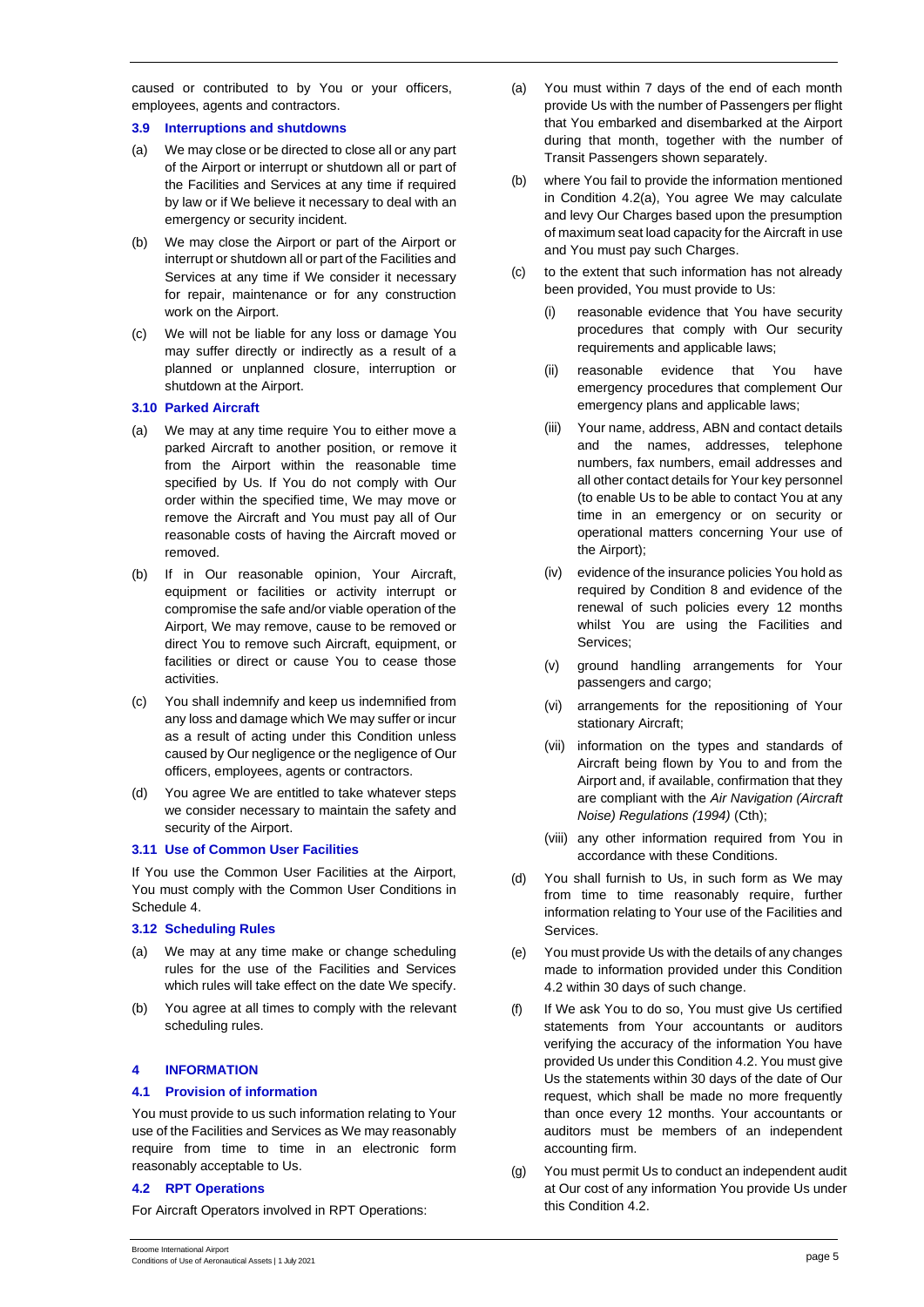caused or contributed to by You or your officers, employees, agents and contractors.

### 3.9 Interruptions and shutdowns

(a) We may close or be directed to close all or any part of the Airport or interrupt or shutdown all or part of the Facilities and Services at any time if required by law or if We believe it necessary to deal with an emergency or security incident.

(b) We may close the Airport or part of the Airport or interrupt or shutdown all or part of the Facilities and Services at any time if We consider it necessary for repair, maintenance or for any construction work on the Airport.

(c) We will not be liable for any loss or damage You may suffer directly or indirectly as a result of a planned or unplanned closure, interruption or shutdown at the Airport.

### 3.10 Parked Aircraft

(a) We may at any time require You to either move a parked Aircraft to another position, or remove it from the Airport within the reasonable time specified by Us. If You do not comply with Our order within the specified time, We may move or remove the Aircraft and You must pay all of Our reasonable costs of having the Aircraft moved or removed.

(b) If in Our reasonable opinion, Your Aircraft, equipment or facilities or activity interrupt or compromise the safe and/or viable operation of the Airport, We may remove, cause to be removed or direct You to remove such Aircraft, equipment, or facilities or direct or cause You to cease those activities.

(c) You shall indemnify and keep us indemnified from any loss and damage which We may suffer or incur as a result of acting under this Condition unless caused by Our negligence or the negligence of Our officers, employees, agents or contractors.

(d) You agree We are entitled to take whatever steps we consider necessary to maintain the safety and security of the Airport.

### 3.11 Use of Common User Facilities

If You use the Common User Facilities at the Airport, You must comply with the Common User Conditions in Schedule 4.

### 3.12 Scheduling Rules

(a) We may at any time make or change scheduling rules for the use of the Facilities and Services which rules will take effect on the date We specify.

(b) You agree at all times to comply with the relevant scheduling rules.

## 4 INFORMATION

### 4.1 Provision of information

You must provide to us such information relating to Your use of the Facilities and Services as We may reasonably require from time to time in an electronic form reasonably acceptable to Us.

### 4.2 RPT Operations

For Aircraft Operators involved in RPT Operations:

(a) You must within 7 days of the end of each month provide Us with the number of Passengers per flight that You embarked and disembarked at the Airport during that month, together with the number of Transit Passengers shown separately.

(b) where You fail to provide the information mentioned in Condition 4.2(a), You agree We may calculate and levy Our Charges based upon the presumption of maximum seat load capacity for the Aircraft in use and You must pay such Charges.

(c) to the extent that such information has not already been provided, You must provide to Us:

  (i) reasonable evidence that You have security procedures that comply with Our security requirements and applicable laws;

  (ii) reasonable evidence that You have emergency procedures that complement Our emergency plans and applicable laws;

  (iii) Your name, address, ABN and contact details and the names, addresses, telephone numbers, fax numbers, email addresses and all other contact details for Your key personnel (to enable Us to be able to contact You at any time in an emergency or on security or operational matters concerning Your use of the Airport);

  (iv) evidence of the insurance policies You hold as required by Condition 8 and evidence of the renewal of such policies every 12 months whilst You are using the Facilities and Services;

  (v) ground handling arrangements for Your passengers and cargo;

  (vi) arrangements for the repositioning of Your stationary Aircraft;

  (vii) information on the types and standards of Aircraft being flown by You to and from the Airport and, if available, confirmation that they are compliant with the *Air Navigation (Aircraft Noise) Regulations (1994)* (Cth);

  (viii) any other information required from You in accordance with these Conditions.

(d) You shall furnish to Us, in such form as We may from time to time reasonably require, further information relating to Your use of the Facilities and Services.

(e) You must provide Us with the details of any changes made to information provided under this Condition 4.2 within 30 days of such change.

(f) If We ask You to do so, You must give Us certified statements from Your accountants or auditors verifying the accuracy of the information You have provided Us under this Condition 4.2. You must give Us the statements within 30 days of the date of Our request, which shall be made no more frequently than once every 12 months. Your accountants or auditors must be members of an independent accounting firm.

(g) You must permit Us to conduct an independent audit at Our cost of any information You provide Us under this Condition 4.2.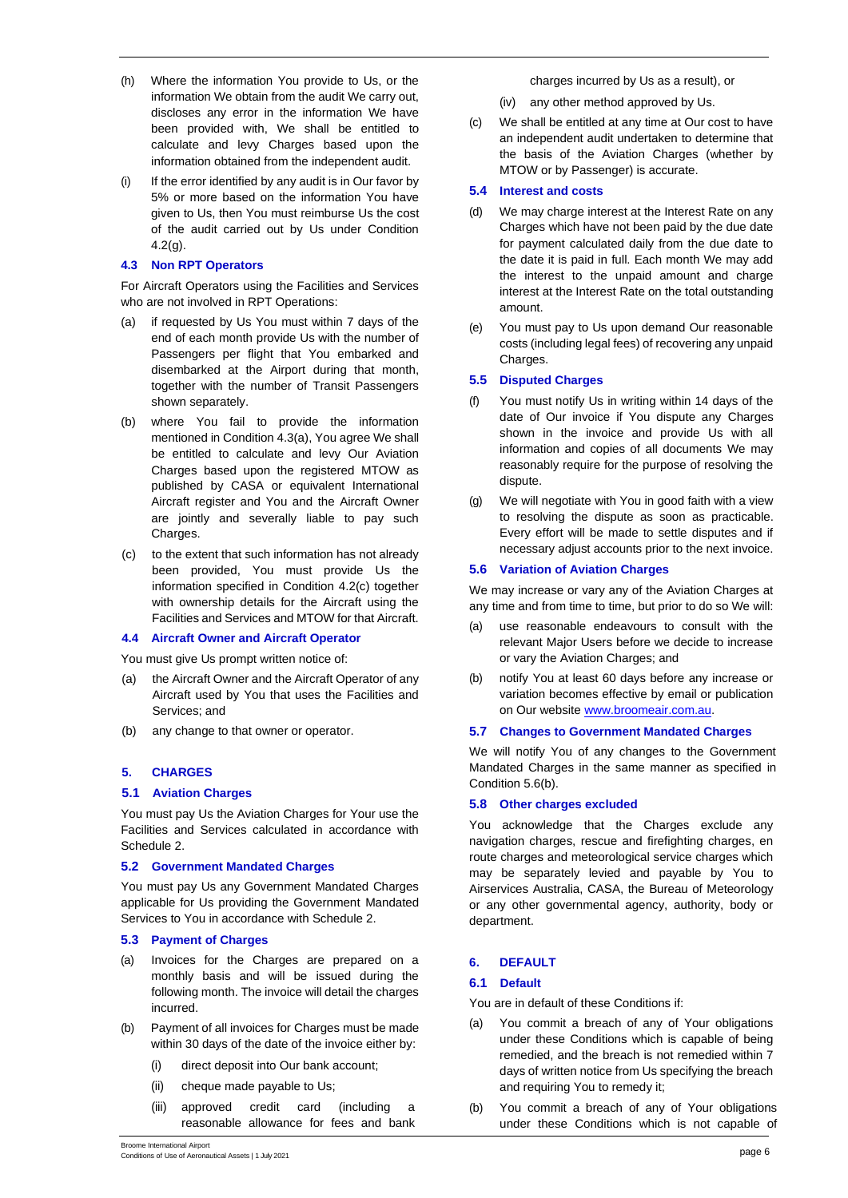(h) Where the information You provide to Us, or the information We obtain from the audit We carry out, discloses any error in the information We have been provided with, We shall be entitled to calculate and levy Charges based upon the information obtained from the independent audit.

(i) If the error identified by any audit is in Our favor by 5% or more based on the information You have given to Us, then You must reimburse Us the cost of the audit carried out by Us under Condition 4.2(g).

### 4.3 Non RPT Operators

For Aircraft Operators using the Facilities and Services who are not involved in RPT Operations:

(a) if requested by Us You must within 7 days of the end of each month provide Us with the number of Passengers per flight that You embarked and disembarked at the Airport during that month, together with the number of Transit Passengers shown separately.

(b) where You fail to provide the information mentioned in Condition 4.3(a), You agree We shall be entitled to calculate and levy Our Aviation Charges based upon the registered MTOW as published by CASA or equivalent International Aircraft register and You and the Aircraft Owner are jointly and severally liable to pay such Charges.

(c) to the extent that such information has not already been provided, You must provide Us the information specified in Condition 4.2(c) together with ownership details for the Aircraft using the Facilities and Services and MTOW for that Aircraft.

### 4.4 Aircraft Owner and Aircraft Operator

You must give Us prompt written notice of:

(a) the Aircraft Owner and the Aircraft Operator of any Aircraft used by You that uses the Facilities and Services; and

(b) any change to that owner or operator.

## 5. CHARGES

### 5.1 Aviation Charges

You must pay Us the Aviation Charges for Your use the Facilities and Services calculated in accordance with Schedule 2.

### 5.2 Government Mandated Charges

You must pay Us any Government Mandated Charges applicable for Us providing the Government Mandated Services to You in accordance with Schedule 2.

### 5.3 Payment of Charges

(a) Invoices for the Charges are prepared on a monthly basis and will be issued during the following month. The invoice will detail the charges incurred.

(b) Payment of all invoices for Charges must be made within 30 days of the date of the invoice either by:

   (i) direct deposit into Our bank account;

   (ii) cheque made payable to Us;

   (iii) approved credit card (including a reasonable allowance for fees and bank charges incurred by Us as a result), or

   (iv) any other method approved by Us.

(c) We shall be entitled at any time at Our cost to have an independent audit undertaken to determine that the basis of the Aviation Charges (whether by MTOW or by Passenger) is accurate.

### 5.4 Interest and costs

(d) We may charge interest at the Interest Rate on any Charges which have not been paid by the due date for payment calculated daily from the due date to the date it is paid in full. Each month We may add the interest to the unpaid amount and charge interest at the Interest Rate on the total outstanding amount.

(e) You must pay to Us upon demand Our reasonable costs (including legal fees) of recovering any unpaid Charges.

### 5.5 Disputed Charges

(f) You must notify Us in writing within 14 days of the date of Our invoice if You dispute any Charges shown in the invoice and provide Us with all information and copies of all documents We may reasonably require for the purpose of resolving the dispute.

(g) We will negotiate with You in good faith with a view to resolving the dispute as soon as practicable. Every effort will be made to settle disputes and if necessary adjust accounts prior to the next invoice.

### 5.6 Variation of Aviation Charges

We may increase or vary any of the Aviation Charges at any time and from time to time, but prior to do so We will:

(a) use reasonable endeavours to consult with the relevant Major Users before we decide to increase or vary the Aviation Charges; and

(b) notify You at least 60 days before any increase or variation becomes effective by email or publication on Our website www.broomeair.com.au.

### 5.7 Changes to Government Mandated Charges

We will notify You of any changes to the Government Mandated Charges in the same manner as specified in Condition 5.6(b).

### 5.8 Other charges excluded

You acknowledge that the Charges exclude any navigation charges, rescue and firefighting charges, en route charges and meteorological service charges which may be separately levied and payable by You to Airservices Australia, CASA, the Bureau of Meteorology or any other governmental agency, authority, body or department.

## 6. DEFAULT

### 6.1 Default

You are in default of these Conditions if:

(a) You commit a breach of any of Your obligations under these Conditions which is capable of being remedied, and the breach is not remedied within 7 days of written notice from Us specifying the breach and requiring You to remedy it;

(b) You commit a breach of any of Your obligations under these Conditions which is not capable of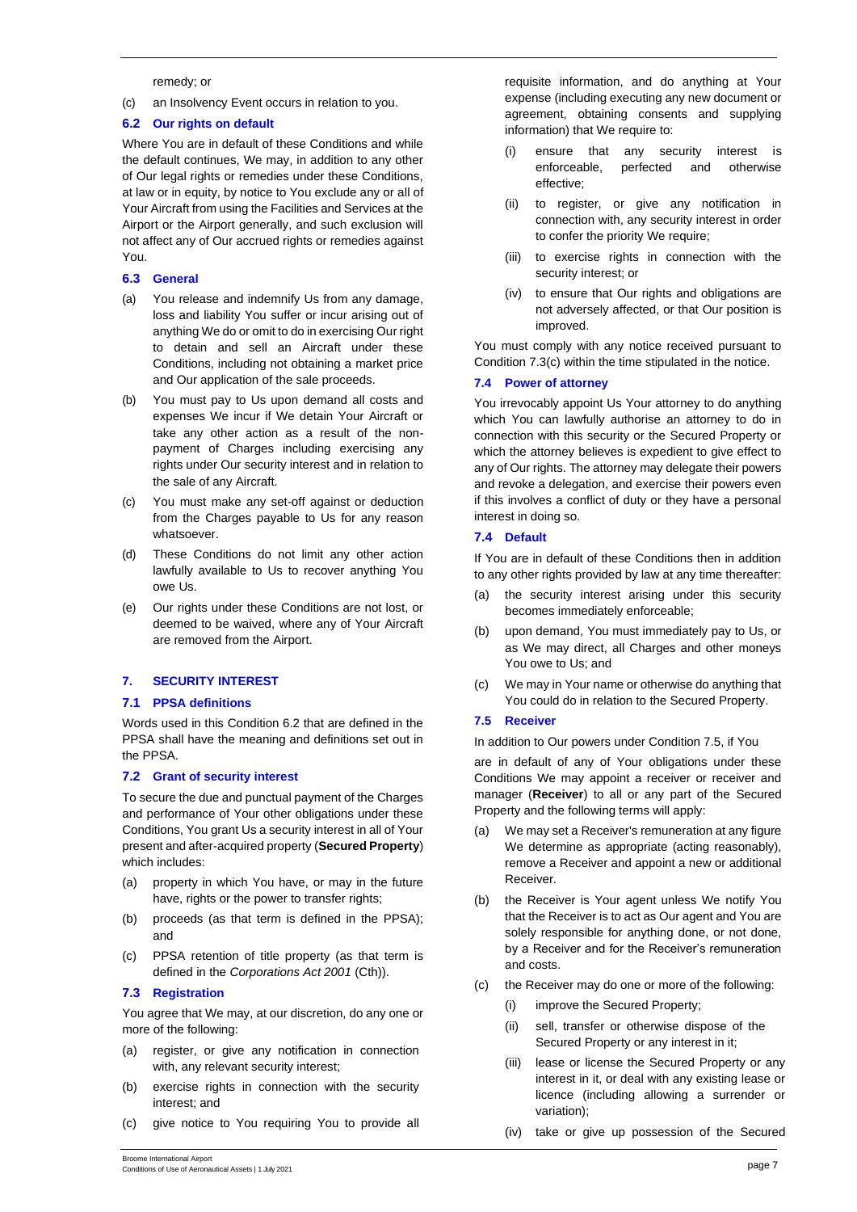remedy; or

(c) an Insolvency Event occurs in relation to you.

### 6.2 Our rights on default

Where You are in default of these Conditions and while the default continues, We may, in addition to any other of Our legal rights or remedies under these Conditions, at law or in equity, by notice to You exclude any or all of Your Aircraft from using the Facilities and Services at the Airport or the Airport generally, and such exclusion will not affect any of Our accrued rights or remedies against You.

### 6.3 General

(a) You release and indemnify Us from any damage, loss and liability You suffer or incur arising out of anything We do or omit to do in exercising Our right to detain and sell an Aircraft under these Conditions, including not obtaining a market price and Our application of the sale proceeds.

(b) You must pay to Us upon demand all costs and expenses We incur if We detain Your Aircraft or take any other action as a result of the non-payment of Charges including exercising any rights under Our security interest and in relation to the sale of any Aircraft.

(c) You must make any set-off against or deduction from the Charges payable to Us for any reason whatsoever.

(d) These Conditions do not limit any other action lawfully available to Us to recover anything You owe Us.

(e) Our rights under these Conditions are not lost, or deemed to be waived, where any of Your Aircraft are removed from the Airport.

## 7. SECURITY INTEREST

### 7.1 PPSA definitions

Words used in this Condition 6.2 that are defined in the PPSA shall have the meaning and definitions set out in the PPSA.

### 7.2 Grant of security interest

To secure the due and punctual payment of the Charges and performance of Your other obligations under these Conditions, You grant Us a security interest in all of Your present and after-acquired property (**Secured Property**) which includes:

(a) property in which You have, or may in the future have, rights or the power to transfer rights;

(b) proceeds (as that term is defined in the PPSA); and

(c) PPSA retention of title property (as that term is defined in the *Corporations Act 2001* (Cth)).

### 7.3 Registration

You agree that We may, at our discretion, do any one or more of the following:

(a) register, or give any notification in connection with, any relevant security interest;

(b) exercise rights in connection with the security interest; and

(c) give notice to You requiring You to provide all requisite information, and do anything at Your expense (including executing any new document or agreement, obtaining consents and supplying information) that We require to:

  (i) ensure that any security interest is enforceable, perfected and otherwise effective;

  (ii) to register, or give any notification in connection with, any security interest in order to confer the priority We require;

  (iii) to exercise rights in connection with the security interest; or

  (iv) to ensure that Our rights and obligations are not adversely affected, or that Our position is improved.

You must comply with any notice received pursuant to Condition 7.3(c) within the time stipulated in the notice.

### 7.4 Power of attorney

You irrevocably appoint Us Your attorney to do anything which You can lawfully authorise an attorney to do in connection with this security or the Secured Property or which the attorney believes is expedient to give effect to any of Our rights. The attorney may delegate their powers and revoke a delegation, and exercise their powers even if this involves a conflict of duty or they have a personal interest in doing so.

### 7.4 Default

If You are in default of these Conditions then in addition to any other rights provided by law at any time thereafter:

(a) the security interest arising under this security becomes immediately enforceable;

(b) upon demand, You must immediately pay to Us, or as We may direct, all Charges and other moneys You owe to Us; and

(c) We may in Your name or otherwise do anything that You could do in relation to the Secured Property.

### 7.5 Receiver

In addition to Our powers under Condition 7.5, if You are in default of any of Your obligations under these Conditions We may appoint a receiver or receiver and manager (**Receiver**) to all or any part of the Secured Property and the following terms will apply:

(a) We may set a Receiver's remuneration at any figure We determine as appropriate (acting reasonably), remove a Receiver and appoint a new or additional Receiver.

(b) the Receiver is Your agent unless We notify You that the Receiver is to act as Our agent and You are solely responsible for anything done, or not done, by a Receiver and for the Receiver's remuneration and costs.

(c) the Receiver may do one or more of the following:

  (i) improve the Secured Property;

  (ii) sell, transfer or otherwise dispose of the Secured Property or any interest in it;

  (iii) lease or license the Secured Property or any interest in it, or deal with any existing lease or licence (including allowing a surrender or variation);

  (iv) take or give up possession of the Secured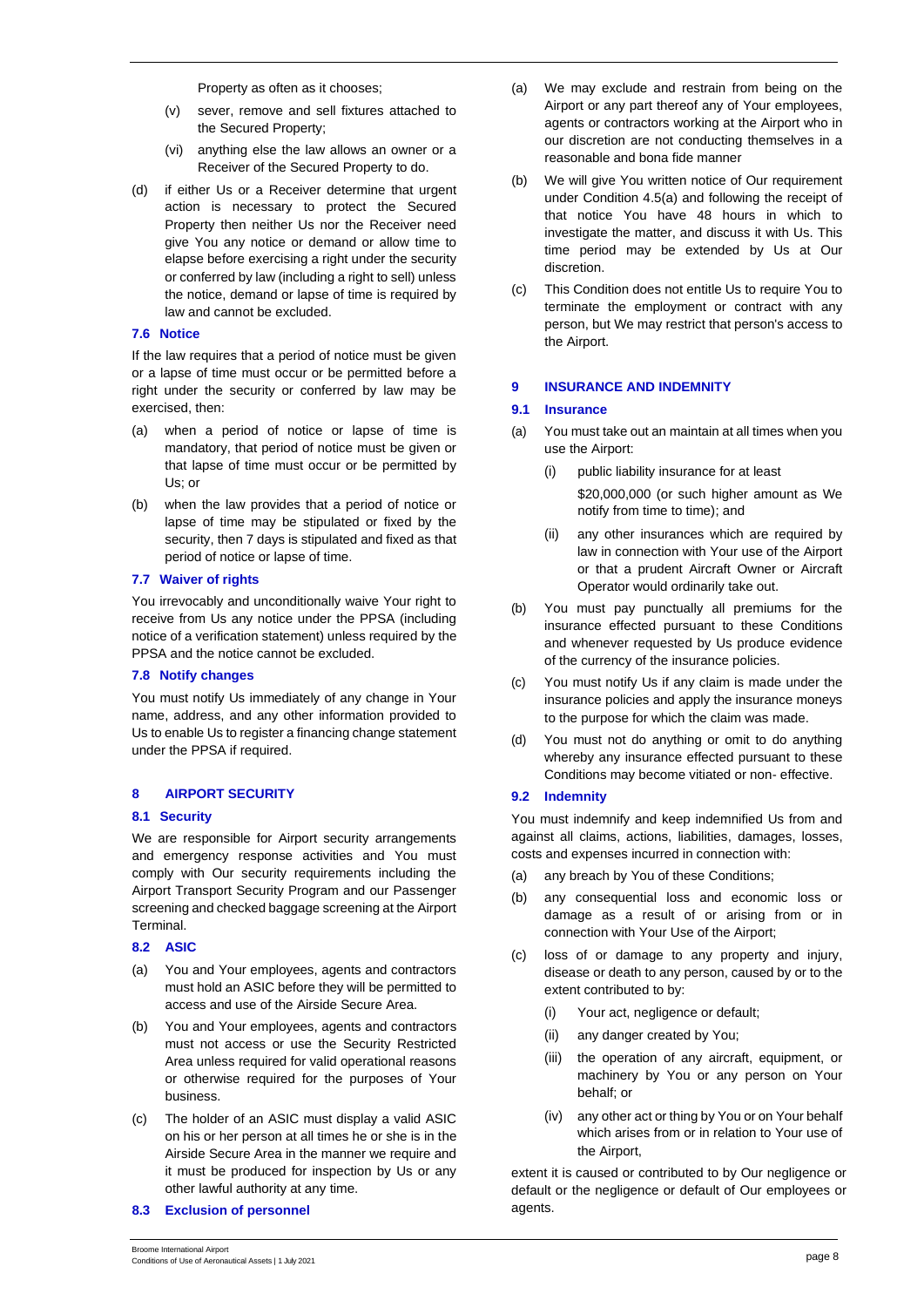Property as often as it chooses;

(v) sever, remove and sell fixtures attached to the Secured Property;

(vi) anything else the law allows an owner or a Receiver of the Secured Property to do.

(d) if either Us or a Receiver determine that urgent action is necessary to protect the Secured Property then neither Us nor the Receiver need give You any notice or demand or allow time to elapse before exercising a right under the security or conferred by law (including a right to sell) unless the notice, demand or lapse of time is required by law and cannot be excluded.

### 7.6 Notice

If the law requires that a period of notice must be given or a lapse of time must occur or be permitted before a right under the security or conferred by law may be exercised, then:

(a) when a period of notice or lapse of time is mandatory, that period of notice must be given or that lapse of time must occur or be permitted by Us; or

(b) when the law provides that a period of notice or lapse of time may be stipulated or fixed by the security, then 7 days is stipulated and fixed as that period of notice or lapse of time.

### 7.7 Waiver of rights

You irrevocably and unconditionally waive Your right to receive from Us any notice under the PPSA (including notice of a verification statement) unless required by the PPSA and the notice cannot be excluded.

### 7.8 Notify changes

You must notify Us immediately of any change in Your name, address, and any other information provided to Us to enable Us to register a financing change statement under the PPSA if required.

## 8 AIRPORT SECURITY

### 8.1 Security

We are responsible for Airport security arrangements and emergency response activities and You must comply with Our security requirements including the Airport Transport Security Program and our Passenger screening and checked baggage screening at the Airport Terminal.

### 8.2 ASIC

(a) You and Your employees, agents and contractors must hold an ASIC before they will be permitted to access and use of the Airside Secure Area.

(b) You and Your employees, agents and contractors must not access or use the Security Restricted Area unless required for valid operational reasons or otherwise required for the purposes of Your business.

(c) The holder of an ASIC must display a valid ASIC on his or her person at all times he or she is in the Airside Secure Area in the manner we require and it must be produced for inspection by Us or any other lawful authority at any time.

### 8.3 Exclusion of personnel

(a) We may exclude and restrain from being on the Airport or any part thereof any of Your employees, agents or contractors working at the Airport who in our discretion are not conducting themselves in a reasonable and bona fide manner

(b) We will give You written notice of Our requirement under Condition 4.5(a) and following the receipt of that notice You have 48 hours in which to investigate the matter, and discuss it with Us. This time period may be extended by Us at Our discretion.

(c) This Condition does not entitle Us to require You to terminate the employment or contract with any person, but We may restrict that person's access to the Airport.

## 9 INSURANCE AND INDEMNITY

### 9.1 Insurance

(a) You must take out an maintain at all times when you use the Airport:

(i) public liability insurance for at least $20,000,000 (or such higher amount as We notify from time to time); and

(ii) any other insurances which are required by law in connection with Your use of the Airport or that a prudent Aircraft Owner or Aircraft Operator would ordinarily take out.

(b) You must pay punctually all premiums for the insurance effected pursuant to these Conditions and whenever requested by Us produce evidence of the currency of the insurance policies.

(c) You must notify Us if any claim is made under the insurance policies and apply the insurance moneys to the purpose for which the claim was made.

(d) You must not do anything or omit to do anything whereby any insurance effected pursuant to these Conditions may become vitiated or non- effective.

### 9.2 Indemnity

You must indemnify and keep indemnified Us from and against all claims, actions, liabilities, damages, losses, costs and expenses incurred in connection with:

(a) any breach by You of these Conditions;

(b) any consequential loss and economic loss or damage as a result of or arising from or in connection with Your Use of the Airport;

(c) loss of or damage to any property and injury, disease or death to any person, caused by or to the extent contributed to by:

(i) Your act, negligence or default;

(ii) any danger created by You;

(iii) the operation of any aircraft, equipment, or machinery by You or any person on Your behalf; or

(iv) any other act or thing by You or on Your behalf which arises from or in relation to Your use of the Airport,

extent it is caused or contributed to by Our negligence or default or the negligence or default of Our employees or agents.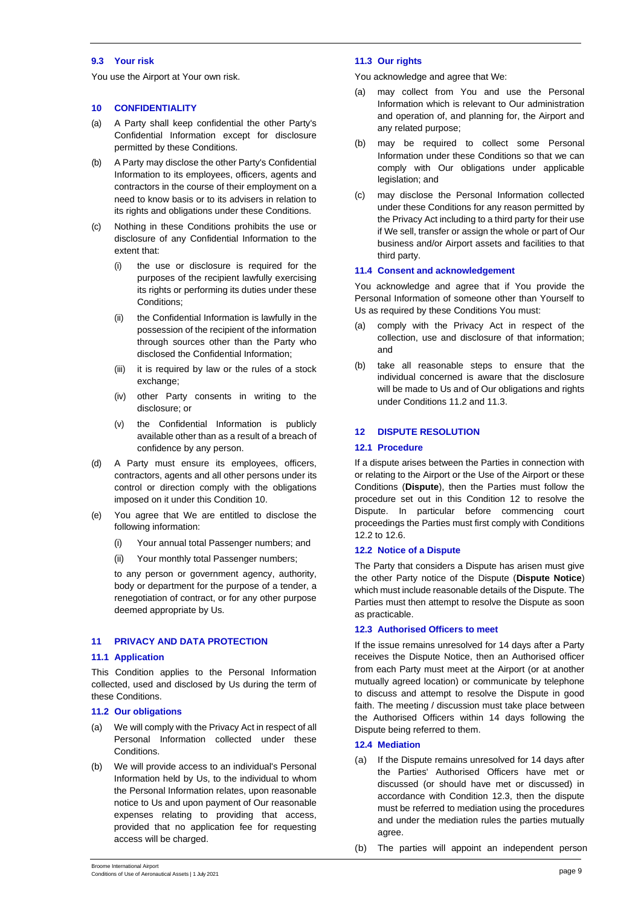### 9.3 Your risk

You use the Airport at Your own risk.

## 10 CONFIDENTIALITY

(a) A Party shall keep confidential the other Party's Confidential Information except for disclosure permitted by these Conditions.

(b) A Party may disclose the other Party's Confidential Information to its employees, officers, agents and contractors in the course of their employment on a need to know basis or to its advisers in relation to its rights and obligations under these Conditions.

(c) Nothing in these Conditions prohibits the use or disclosure of any Confidential Information to the extent that:

  (i) the use or disclosure is required for the purposes of the recipient lawfully exercising its rights or performing its duties under these Conditions;

  (ii) the Confidential Information is lawfully in the possession of the recipient of the information through sources other than the Party who disclosed the Confidential Information;

  (iii) it is required by law or the rules of a stock exchange;

  (iv) other Party consents in writing to the disclosure; or

  (v) the Confidential Information is publicly available other than as a result of a breach of confidence by any person.

(d) A Party must ensure its employees, officers, contractors, agents and all other persons under its control or direction comply with the obligations imposed on it under this Condition 10.

(e) You agree that We are entitled to disclose the following information:

  (i) Your annual total Passenger numbers; and

  (ii) Your monthly total Passenger numbers;

  to any person or government agency, authority, body or department for the purpose of a tender, a renegotiation of contract, or for any other purpose deemed appropriate by Us.

## 11 PRIVACY AND DATA PROTECTION

### 11.1 Application

This Condition applies to the Personal Information collected, used and disclosed by Us during the term of these Conditions.

### 11.2 Our obligations

(a) We will comply with the Privacy Act in respect of all Personal Information collected under these Conditions.

(b) We will provide access to an individual's Personal Information held by Us, to the individual to whom the Personal Information relates, upon reasonable notice to Us and upon payment of Our reasonable expenses relating to providing that access, provided that no application fee for requesting access will be charged.

### 11.3 Our rights

You acknowledge and agree that We:

(a) may collect from You and use the Personal Information which is relevant to Our administration and operation of, and planning for, the Airport and any related purpose;

(b) may be required to collect some Personal Information under these Conditions so that we can comply with Our obligations under applicable legislation; and

(c) may disclose the Personal Information collected under these Conditions for any reason permitted by the Privacy Act including to a third party for their use if We sell, transfer or assign the whole or part of Our business and/or Airport assets and facilities to that third party.

### 11.4 Consent and acknowledgement

You acknowledge and agree that if You provide the Personal Information of someone other than Yourself to Us as required by these Conditions You must:

(a) comply with the Privacy Act in respect of the collection, use and disclosure of that information; and

(b) take all reasonable steps to ensure that the individual concerned is aware that the disclosure will be made to Us and of Our obligations and rights under Conditions 11.2 and 11.3.

## 12 DISPUTE RESOLUTION

### 12.1 Procedure

If a dispute arises between the Parties in connection with or relating to the Airport or the Use of the Airport or these Conditions (**Dispute**), then the Parties must follow the procedure set out in this Condition 12 to resolve the Dispute. In particular before commencing court proceedings the Parties must first comply with Conditions 12.2 to 12.6.

### 12.2 Notice of a Dispute

The Party that considers a Dispute has arisen must give the other Party notice of the Dispute (**Dispute Notice**) which must include reasonable details of the Dispute. The Parties must then attempt to resolve the Dispute as soon as practicable.

### 12.3 Authorised Officers to meet

If the issue remains unresolved for 14 days after a Party receives the Dispute Notice, then an Authorised officer from each Party must meet at the Airport (or at another mutually agreed location) or communicate by telephone to discuss and attempt to resolve the Dispute in good faith. The meeting / discussion must take place between the Authorised Officers within 14 days following the Dispute being referred to them.

### 12.4 Mediation

(a) If the Dispute remains unresolved for 14 days after the Parties' Authorised Officers have met or discussed (or should have met or discussed) in accordance with Condition 12.3, then the dispute must be referred to mediation using the procedures and under the mediation rules the parties mutually agree.

(b) The parties will appoint an independent person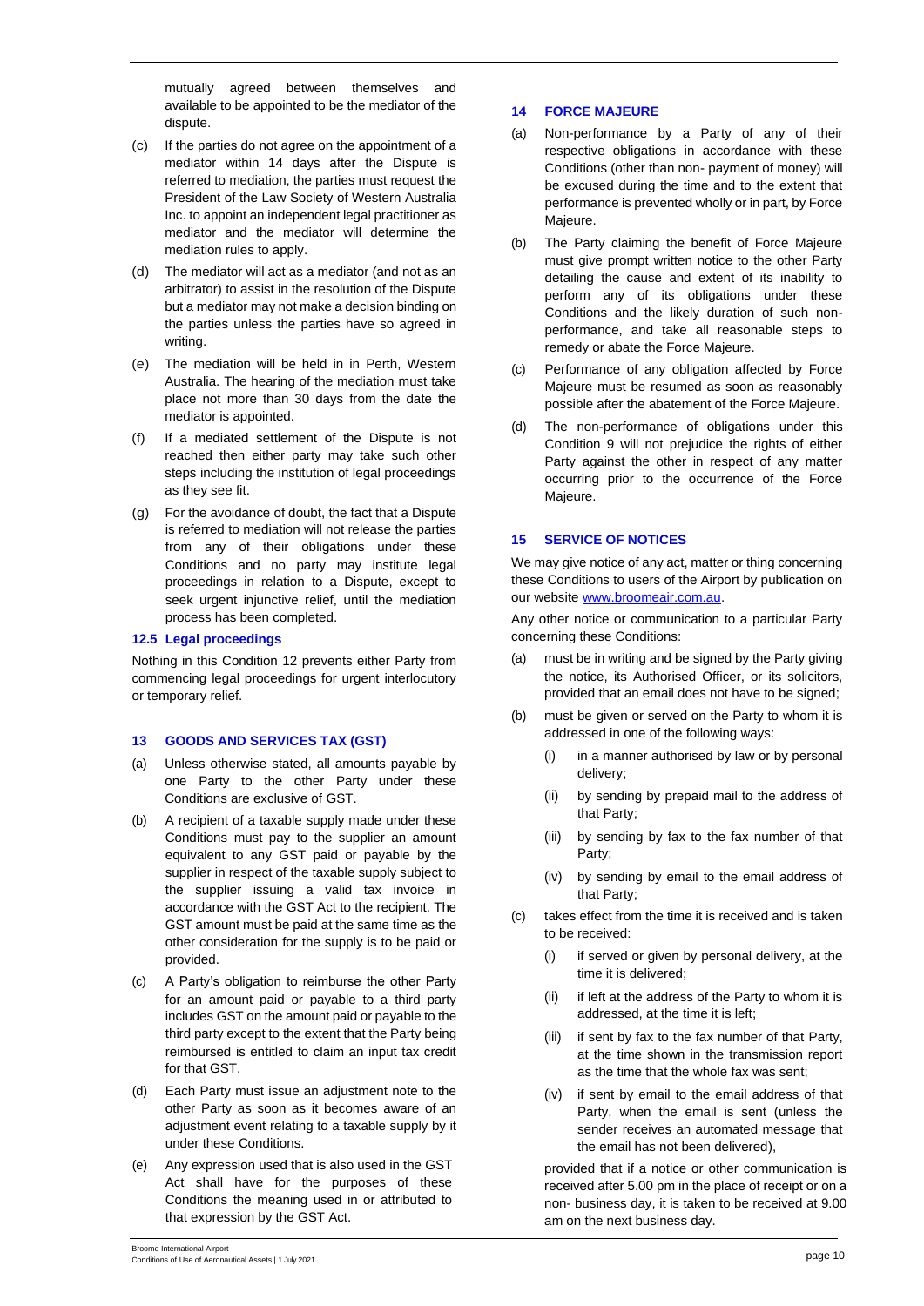mutually agreed between themselves and available to be appointed to be the mediator of the dispute.

(c) If the parties do not agree on the appointment of a mediator within 14 days after the Dispute is referred to mediation, the parties must request the President of the Law Society of Western Australia Inc. to appoint an independent legal practitioner as mediator and the mediator will determine the mediation rules to apply.

(d) The mediator will act as a mediator (and not as an arbitrator) to assist in the resolution of the Dispute but a mediator may not make a decision binding on the parties unless the parties have so agreed in writing.

(e) The mediation will be held in in Perth, Western Australia. The hearing of the mediation must take place not more than 30 days from the date the mediator is appointed.

(f) If a mediated settlement of the Dispute is not reached then either party may take such other steps including the institution of legal proceedings as they see fit.

(g) For the avoidance of doubt, the fact that a Dispute is referred to mediation will not release the parties from any of their obligations under these Conditions and no party may institute legal proceedings in relation to a Dispute, except to seek urgent injunctive relief, until the mediation process has been completed.

### 12.5 Legal proceedings

Nothing in this Condition 12 prevents either Party from commencing legal proceedings for urgent interlocutory or temporary relief.

## 13 GOODS AND SERVICES TAX (GST)

(a) Unless otherwise stated, all amounts payable by one Party to the other Party under these Conditions are exclusive of GST.

(b) A recipient of a taxable supply made under these Conditions must pay to the supplier an amount equivalent to any GST paid or payable by the supplier in respect of the taxable supply subject to the supplier issuing a valid tax invoice in accordance with the GST Act to the recipient. The GST amount must be paid at the same time as the other consideration for the supply is to be paid or provided.

(c) A Party's obligation to reimburse the other Party for an amount paid or payable to a third party includes GST on the amount paid or payable to the third party except to the extent that the Party being reimbursed is entitled to claim an input tax credit for that GST.

(d) Each Party must issue an adjustment note to the other Party as soon as it becomes aware of an adjustment event relating to a taxable supply by it under these Conditions.

(e) Any expression used that is also used in the GST Act shall have for the purposes of these Conditions the meaning used in or attributed to that expression by the GST Act.

## 14 FORCE MAJEURE

(a) Non-performance by a Party of any of their respective obligations in accordance with these Conditions (other than non- payment of money) will be excused during the time and to the extent that performance is prevented wholly or in part, by Force Majeure.

(b) The Party claiming the benefit of Force Majeure must give prompt written notice to the other Party detailing the cause and extent of its inability to perform any of its obligations under these Conditions and the likely duration of such non-performance, and take all reasonable steps to remedy or abate the Force Majeure.

(c) Performance of any obligation affected by Force Majeure must be resumed as soon as reasonably possible after the abatement of the Force Majeure.

(d) The non-performance of obligations under this Condition 9 will not prejudice the rights of either Party against the other in respect of any matter occurring prior to the occurrence of the Force Majeure.

## 15 SERVICE OF NOTICES

We may give notice of any act, matter or thing concerning these Conditions to users of the Airport by publication on our website www.broomeair.com.au.

Any other notice or communication to a particular Party concerning these Conditions:

(a) must be in writing and be signed by the Party giving the notice, its Authorised Officer, or its solicitors, provided that an email does not have to be signed;

(b) must be given or served on the Party to whom it is addressed in one of the following ways:

   (i) in a manner authorised by law or by personal delivery;

   (ii) by sending by prepaid mail to the address of that Party;

   (iii) by sending by fax to the fax number of that Party;

   (iv) by sending by email to the email address of that Party;

(c) takes effect from the time it is received and is taken to be received:

   (i) if served or given by personal delivery, at the time it is delivered;

   (ii) if left at the address of the Party to whom it is addressed, at the time it is left;

   (iii) if sent by fax to the fax number of that Party, at the time shown in the transmission report as the time that the whole fax was sent;

   (iv) if sent by email to the email address of that Party, when the email is sent (unless the sender receives an automated message that the email has not been delivered),

   provided that if a notice or other communication is received after 5.00 pm in the place of receipt or on a non- business day, it is taken to be received at 9.00 am on the next business day.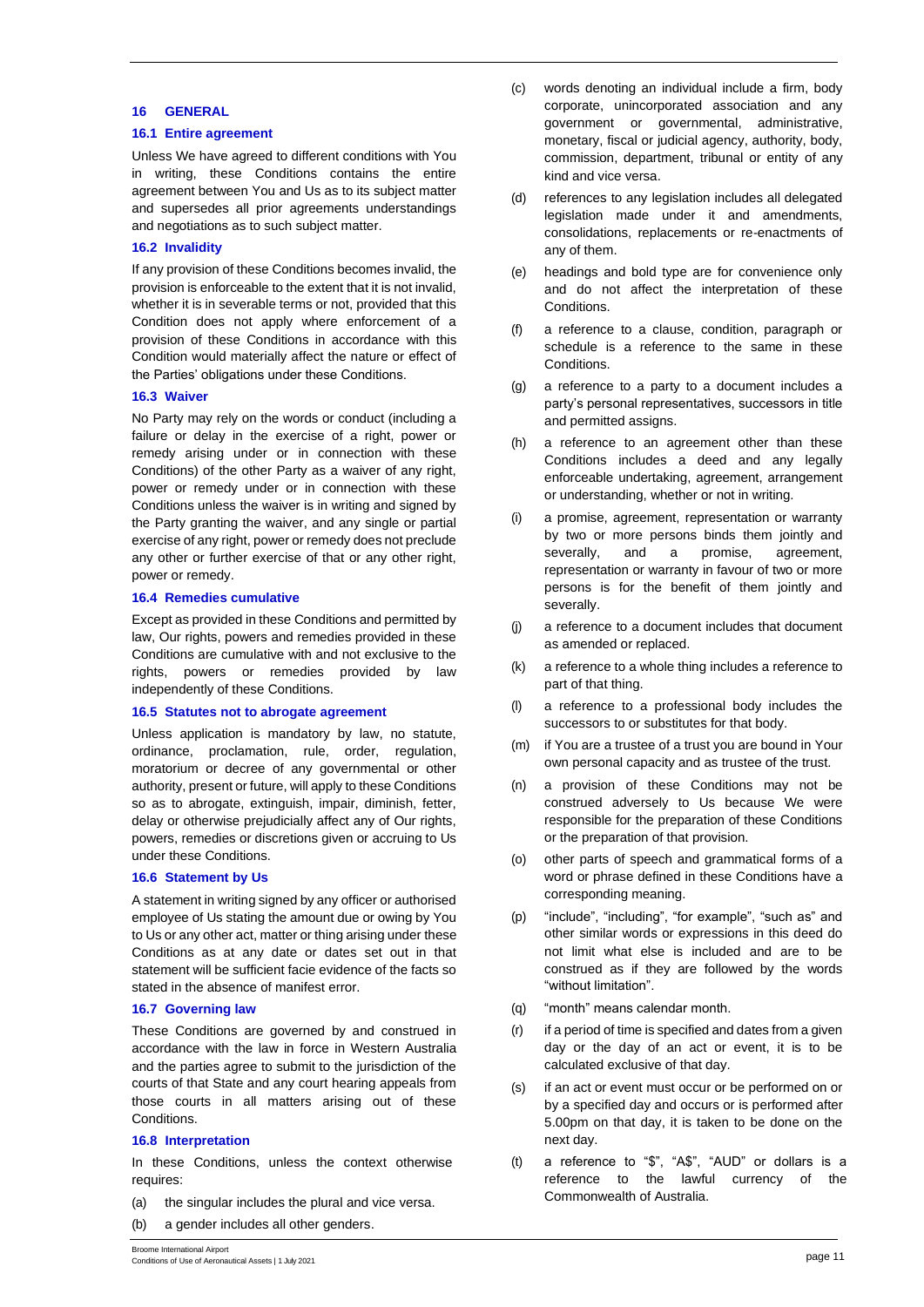## 16 GENERAL

### 16.1 Entire agreement

Unless We have agreed to different conditions with You in writing, these Conditions contains the entire agreement between You and Us as to its subject matter and supersedes all prior agreements understandings and negotiations as to such subject matter.

### 16.2 Invalidity

If any provision of these Conditions becomes invalid, the provision is enforceable to the extent that it is not invalid, whether it is in severable terms or not, provided that this Condition does not apply where enforcement of a provision of these Conditions in accordance with this Condition would materially affect the nature or effect of the Parties' obligations under these Conditions.

### 16.3 Waiver

No Party may rely on the words or conduct (including a failure or delay in the exercise of a right, power or remedy arising under or in connection with these Conditions) of the other Party as a waiver of any right, power or remedy under or in connection with these Conditions unless the waiver is in writing and signed by the Party granting the waiver, and any single or partial exercise of any right, power or remedy does not preclude any other or further exercise of that or any other right, power or remedy.

### 16.4 Remedies cumulative

Except as provided in these Conditions and permitted by law, Our rights, powers and remedies provided in these Conditions are cumulative with and not exclusive to the rights, powers or remedies provided by law independently of these Conditions.

### 16.5 Statutes not to abrogate agreement

Unless application is mandatory by law, no statute, ordinance, proclamation, rule, order, regulation, moratorium or decree of any governmental or other authority, present or future, will apply to these Conditions so as to abrogate, extinguish, impair, diminish, fetter, delay or otherwise prejudicially affect any of Our rights, powers, remedies or discretions given or accruing to Us under these Conditions.

### 16.6 Statement by Us

A statement in writing signed by any officer or authorised employee of Us stating the amount due or owing by You to Us or any other act, matter or thing arising under these Conditions as at any date or dates set out in that statement will be sufficient facie evidence of the facts so stated in the absence of manifest error.

### 16.7 Governing law

These Conditions are governed by and construed in accordance with the law in force in Western Australia and the parties agree to submit to the jurisdiction of the courts of that State and any court hearing appeals from those courts in all matters arising out of these Conditions.

### 16.8 Interpretation

In these Conditions, unless the context otherwise requires:

(a) the singular includes the plural and vice versa.

(b) a gender includes all other genders.

(c) words denoting an individual include a firm, body corporate, unincorporated association and any government or governmental, administrative, monetary, fiscal or judicial agency, authority, body, commission, department, tribunal or entity of any kind and vice versa.

(d) references to any legislation includes all delegated legislation made under it and amendments, consolidations, replacements or re-enactments of any of them.

(e) headings and bold type are for convenience only and do not affect the interpretation of these Conditions.

(f) a reference to a clause, condition, paragraph or schedule is a reference to the same in these Conditions.

(g) a reference to a party to a document includes a party's personal representatives, successors in title and permitted assigns.

(h) a reference to an agreement other than these Conditions includes a deed and any legally enforceable undertaking, agreement, arrangement or understanding, whether or not in writing.

(i) a promise, agreement, representation or warranty by two or more persons binds them jointly and severally, and a promise, agreement, representation or warranty in favour of two or more persons is for the benefit of them jointly and severally.

(j) a reference to a document includes that document as amended or replaced.

(k) a reference to a whole thing includes a reference to part of that thing.

(l) a reference to a professional body includes the successors to or substitutes for that body.

(m) if You are a trustee of a trust you are bound in Your own personal capacity and as trustee of the trust.

(n) a provision of these Conditions may not be construed adversely to Us because We were responsible for the preparation of these Conditions or the preparation of that provision.

(o) other parts of speech and grammatical forms of a word or phrase defined in these Conditions have a corresponding meaning.

(p) "include", "including", "for example", "such as" and other similar words or expressions in this deed do not limit what else is included and are to be construed as if they are followed by the words "without limitation".

(q) "month" means calendar month.

(r) if a period of time is specified and dates from a given day or the day of an act or event, it is to be calculated exclusive of that day.

(s) if an act or event must occur or be performed on or by a specified day and occurs or is performed after 5.00pm on that day, it is taken to be done on the next day.

(t) a reference to "$", "A$", "AUD" or dollars is a reference to the lawful currency of the Commonwealth of Australia.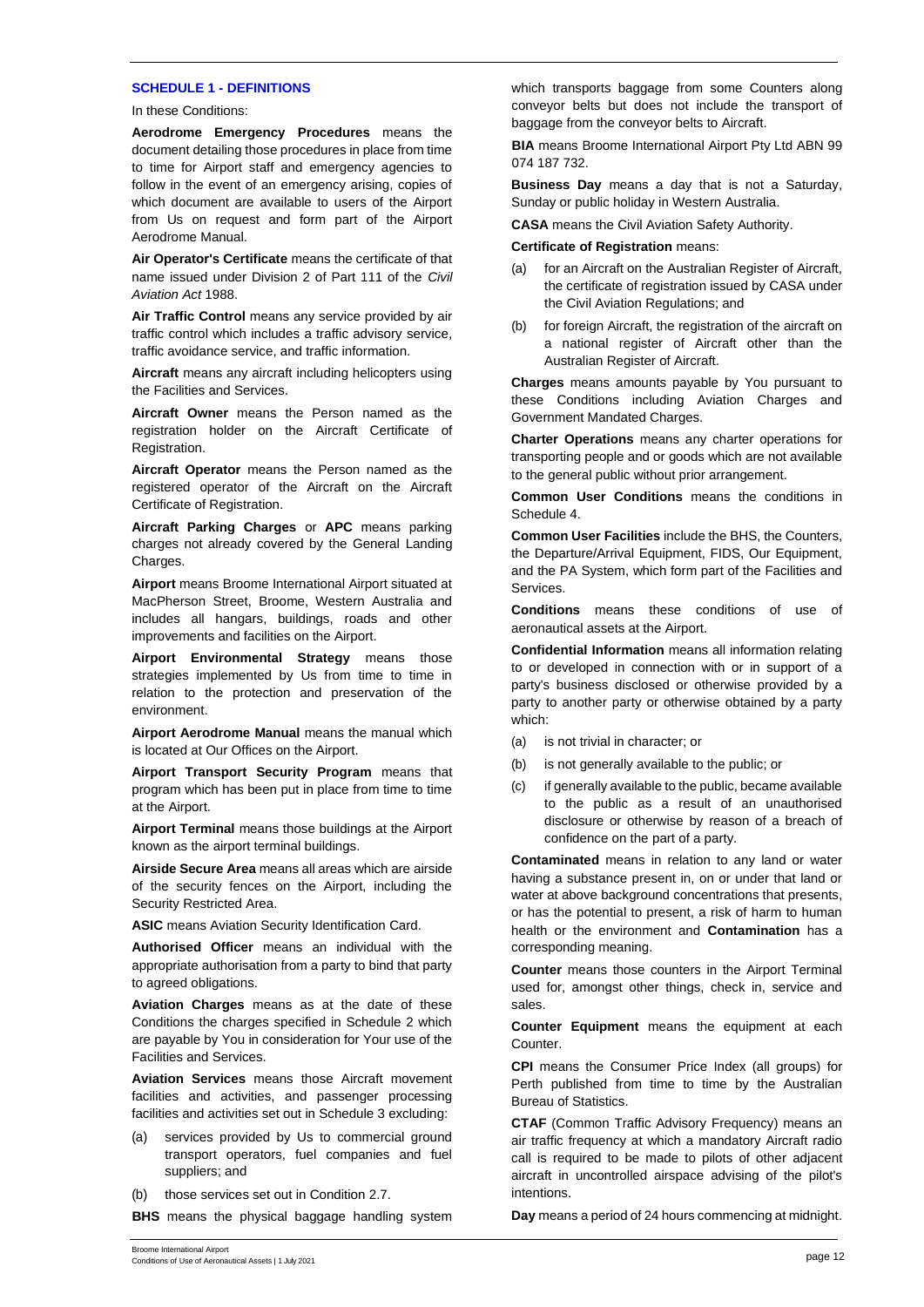### SCHEDULE 1 - DEFINITIONS

In these Conditions:

**Aerodrome Emergency Procedures** means the document detailing those procedures in place from time to time for Airport staff and emergency agencies to follow in the event of an emergency arising, copies of which document are available to users of the Airport from Us on request and form part of the Airport Aerodrome Manual.

**Air Operator's Certificate** means the certificate of that name issued under Division 2 of Part 111 of the *Civil Aviation Act* 1988.

**Air Traffic Control** means any service provided by air traffic control which includes a traffic advisory service, traffic avoidance service, and traffic information.

**Aircraft** means any aircraft including helicopters using the Facilities and Services.

**Aircraft Owner** means the Person named as the registration holder on the Aircraft Certificate of Registration.

**Aircraft Operator** means the Person named as the registered operator of the Aircraft on the Aircraft Certificate of Registration.

**Aircraft Parking Charges** or **APC** means parking charges not already covered by the General Landing Charges.

**Airport** means Broome International Airport situated at MacPherson Street, Broome, Western Australia and includes all hangars, buildings, roads and other improvements and facilities on the Airport.

**Airport Environmental Strategy** means those strategies implemented by Us from time to time in relation to the protection and preservation of the environment.

**Airport Aerodrome Manual** means the manual which is located at Our Offices on the Airport.

**Airport Transport Security Program** means that program which has been put in place from time to time at the Airport.

**Airport Terminal** means those buildings at the Airport known as the airport terminal buildings.

**Airside Secure Area** means all areas which are airside of the security fences on the Airport, including the Security Restricted Area.

**ASIC** means Aviation Security Identification Card.

**Authorised Officer** means an individual with the appropriate authorisation from a party to bind that party to agreed obligations.

**Aviation Charges** means as at the date of these Conditions the charges specified in Schedule 2 which are payable by You in consideration for Your use of the Facilities and Services.

**Aviation Services** means those Aircraft movement facilities and activities, and passenger processing facilities and activities set out in Schedule 3 excluding:

(a) services provided by Us to commercial ground transport operators, fuel companies and fuel suppliers; and

(b) those services set out in Condition 2.7.

**BHS** means the physical baggage handling system which transports baggage from some Counters along conveyor belts but does not include the transport of baggage from the conveyor belts to Aircraft.

**BIA** means Broome International Airport Pty Ltd ABN 99 074 187 732.

**Business Day** means a day that is not a Saturday, Sunday or public holiday in Western Australia.

**CASA** means the Civil Aviation Safety Authority.

**Certificate of Registration** means:

(a) for an Aircraft on the Australian Register of Aircraft, the certificate of registration issued by CASA under the Civil Aviation Regulations; and

(b) for foreign Aircraft, the registration of the aircraft on a national register of Aircraft other than the Australian Register of Aircraft.

**Charges** means amounts payable by You pursuant to these Conditions including Aviation Charges and Government Mandated Charges.

**Charter Operations** means any charter operations for transporting people and or goods which are not available to the general public without prior arrangement.

**Common User Conditions** means the conditions in Schedule 4.

**Common User Facilities** include the BHS, the Counters, the Departure/Arrival Equipment, FIDS, Our Equipment, and the PA System, which form part of the Facilities and Services.

**Conditions** means these conditions of use of aeronautical assets at the Airport.

**Confidential Information** means all information relating to or developed in connection with or in support of a party's business disclosed or otherwise provided by a party to another party or otherwise obtained by a party which:

(a) is not trivial in character; or

(b) is not generally available to the public; or

(c) if generally available to the public, became available to the public as a result of an unauthorised disclosure or otherwise by reason of a breach of confidence on the part of a party.

**Contaminated** means in relation to any land or water having a substance present in, on or under that land or water at above background concentrations that presents, or has the potential to present, a risk of harm to human health or the environment and **Contamination** has a corresponding meaning.

**Counter** means those counters in the Airport Terminal used for, amongst other things, check in, service and sales.

**Counter Equipment** means the equipment at each Counter.

**CPI** means the Consumer Price Index (all groups) for Perth published from time to time by the Australian Bureau of Statistics.

**CTAF** (Common Traffic Advisory Frequency) means an air traffic frequency at which a mandatory Aircraft radio call is required to be made to pilots of other adjacent aircraft in uncontrolled airspace advising of the pilot's intentions.

**Day** means a period of 24 hours commencing at midnight.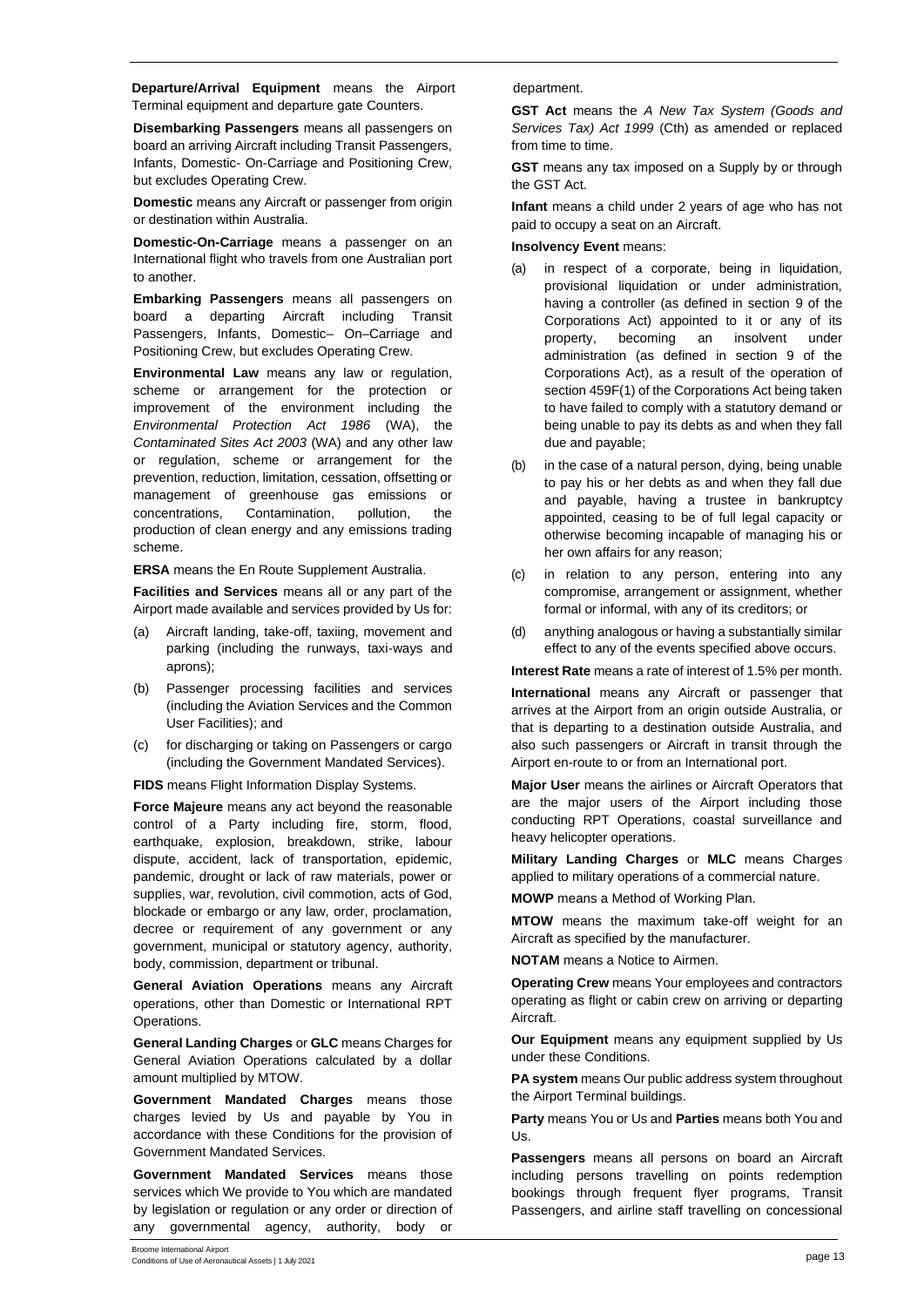**Departure/Arrival Equipment** means the Airport Terminal equipment and departure gate Counters.

**Disembarking Passengers** means all passengers on board an arriving Aircraft including Transit Passengers, Infants, Domestic- On-Carriage and Positioning Crew, but excludes Operating Crew.

**Domestic** means any Aircraft or passenger from origin or destination within Australia.

**Domestic-On-Carriage** means a passenger on an International flight who travels from one Australian port to another.

**Embarking Passengers** means all passengers on board a departing Aircraft including Transit Passengers, Infants, Domestic– On–Carriage and Positioning Crew, but excludes Operating Crew.

**Environmental Law** means any law or regulation, scheme or arrangement for the protection or improvement of the environment including the *Environmental Protection Act 1986* (WA), the *Contaminated Sites Act 2003* (WA) and any other law or regulation, scheme or arrangement for the prevention, reduction, limitation, cessation, offsetting or management of greenhouse gas emissions or concentrations, Contamination, pollution, the production of clean energy and any emissions trading scheme.

**ERSA** means the En Route Supplement Australia.

**Facilities and Services** means all or any part of the Airport made available and services provided by Us for:

(a) Aircraft landing, take-off, taxiing, movement and parking (including the runways, taxi-ways and aprons);

(b) Passenger processing facilities and services (including the Aviation Services and the Common User Facilities); and

(c) for discharging or taking on Passengers or cargo (including the Government Mandated Services).

**FIDS** means Flight Information Display Systems.

**Force Majeure** means any act beyond the reasonable control of a Party including fire, storm, flood, earthquake, explosion, breakdown, strike, labour dispute, accident, lack of transportation, epidemic, pandemic, drought or lack of raw materials, power or supplies, war, revolution, civil commotion, acts of God, blockade or embargo or any law, order, proclamation, decree or requirement of any government or any government, municipal or statutory agency, authority, body, commission, department or tribunal.

**General Aviation Operations** means any Aircraft operations, other than Domestic or International RPT Operations.

**General Landing Charges** or **GLC** means Charges for General Aviation Operations calculated by a dollar amount multiplied by MTOW.

**Government Mandated Charges** means those charges levied by Us and payable by You in accordance with these Conditions for the provision of Government Mandated Services.

**Government Mandated Services** means those services which We provide to You which are mandated by legislation or regulation or any order or direction of any governmental agency, authority, body or department.

**GST Act** means the *A New Tax System (Goods and Services Tax) Act 1999* (Cth) as amended or replaced from time to time.

**GST** means any tax imposed on a Supply by or through the GST Act.

**Infant** means a child under 2 years of age who has not paid to occupy a seat on an Aircraft.

**Insolvency Event** means:

(a) in respect of a corporate, being in liquidation, provisional liquidation or under administration, having a controller (as defined in section 9 of the Corporations Act) appointed to it or any of its property, becoming an insolvent under administration (as defined in section 9 of the Corporations Act), as a result of the operation of section 459F(1) of the Corporations Act being taken to have failed to comply with a statutory demand or being unable to pay its debts as and when they fall due and payable;

(b) in the case of a natural person, dying, being unable to pay his or her debts as and when they fall due and payable, having a trustee in bankruptcy appointed, ceasing to be of full legal capacity or otherwise becoming incapable of managing his or her own affairs for any reason;

(c) in relation to any person, entering into any compromise, arrangement or assignment, whether formal or informal, with any of its creditors; or

(d) anything analogous or having a substantially similar effect to any of the events specified above occurs.

**Interest Rate** means a rate of interest of 1.5% per month.

**International** means any Aircraft or passenger that arrives at the Airport from an origin outside Australia, or that is departing to a destination outside Australia, and also such passengers or Aircraft in transit through the Airport en-route to or from an International port.

**Major User** means the airlines or Aircraft Operators that are the major users of the Airport including those conducting RPT Operations, coastal surveillance and heavy helicopter operations.

**Military Landing Charges** or **MLC** means Charges applied to military operations of a commercial nature.

**MOWP** means a Method of Working Plan.

**MTOW** means the maximum take-off weight for an Aircraft as specified by the manufacturer.

**NOTAM** means a Notice to Airmen.

**Operating Crew** means Your employees and contractors operating as flight or cabin crew on arriving or departing Aircraft.

**Our Equipment** means any equipment supplied by Us under these Conditions.

**PA system** means Our public address system throughout the Airport Terminal buildings.

**Party** means You or Us and **Parties** means both You and Us.

**Passengers** means all persons on board an Aircraft including persons travelling on points redemption bookings through frequent flyer programs, Transit Passengers, and airline staff travelling on concessional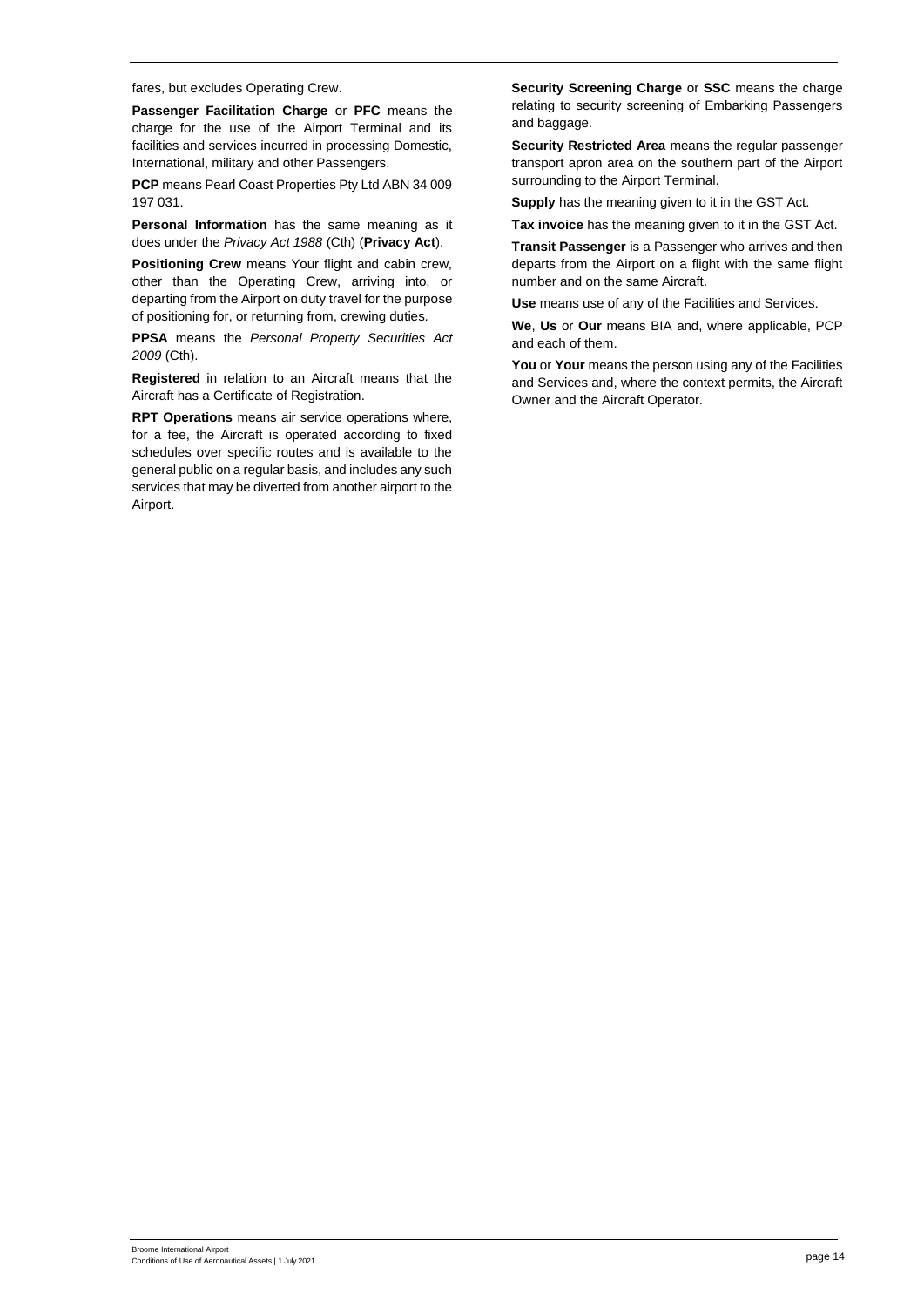fares, but excludes Operating Crew.

**Passenger Facilitation Charge** or **PFC** means the charge for the use of the Airport Terminal and its facilities and services incurred in processing Domestic, International, military and other Passengers.

**PCP** means Pearl Coast Properties Pty Ltd ABN 34 009 197 031.

**Personal Information** has the same meaning as it does under the *Privacy Act 1988* (Cth) (**Privacy Act**).

**Positioning Crew** means Your flight and cabin crew, other than the Operating Crew, arriving into, or departing from the Airport on duty travel for the purpose of positioning for, or returning from, crewing duties.

**PPSA** means the *Personal Property Securities Act 2009* (Cth).

**Registered** in relation to an Aircraft means that the Aircraft has a Certificate of Registration.

**RPT Operations** means air service operations where, for a fee, the Aircraft is operated according to fixed schedules over specific routes and is available to the general public on a regular basis, and includes any such services that may be diverted from another airport to the Airport.

**Security Screening Charge** or **SSC** means the charge relating to security screening of Embarking Passengers and baggage.

**Security Restricted Area** means the regular passenger transport apron area on the southern part of the Airport surrounding to the Airport Terminal.

**Supply** has the meaning given to it in the GST Act.

**Tax invoice** has the meaning given to it in the GST Act.

**Transit Passenger** is a Passenger who arrives and then departs from the Airport on a flight with the same flight number and on the same Aircraft.

**Use** means use of any of the Facilities and Services.

**We**, **Us** or **Our** means BIA and, where applicable, PCP and each of them.

**You** or **Your** means the person using any of the Facilities and Services and, where the context permits, the Aircraft Owner and the Aircraft Operator.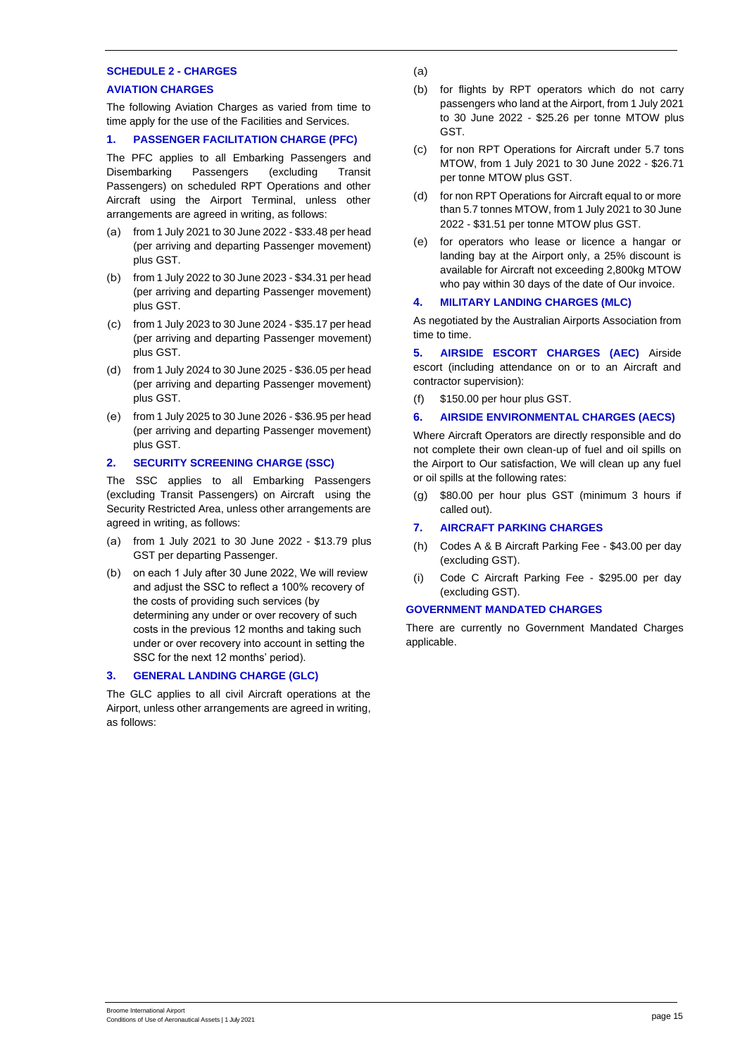## SCHEDULE 2 - CHARGES

### AVIATION CHARGES

The following Aviation Charges as varied from time to time apply for the use of the Facilities and Services.

### 1. PASSENGER FACILITATION CHARGE (PFC)

The PFC applies to all Embarking Passengers and Disembarking Passengers (excluding Transit Passengers) on scheduled RPT Operations and other Aircraft using the Airport Terminal, unless other arrangements are agreed in writing, as follows:

(a) from 1 July 2021 to 30 June 2022 - $33.48 per head (per arriving and departing Passenger movement) plus GST.

(b) from 1 July 2022 to 30 June 2023 - $34.31 per head (per arriving and departing Passenger movement) plus GST.

(c) from 1 July 2023 to 30 June 2024 - $35.17 per head (per arriving and departing Passenger movement) plus GST.

(d) from 1 July 2024 to 30 June 2025 - $36.05 per head (per arriving and departing Passenger movement) plus GST.

(e) from 1 July 2025 to 30 June 2026 - $36.95 per head (per arriving and departing Passenger movement) plus GST.

### 2. SECURITY SCREENING CHARGE (SSC)

The SSC applies to all Embarking Passengers (excluding Transit Passengers) on Aircraft using the Security Restricted Area, unless other arrangements are agreed in writing, as follows:

(a) from 1 July 2021 to 30 June 2022 - $13.79 plus GST per departing Passenger.

(b) on each 1 July after 30 June 2022, We will review and adjust the SSC to reflect a 100% recovery of the costs of providing such services (by determining any under or over recovery of such costs in the previous 12 months and taking such under or over recovery into account in setting the SSC for the next 12 months' period).

### 3. GENERAL LANDING CHARGE (GLC)

The GLC applies to all civil Aircraft operations at the Airport, unless other arrangements are agreed in writing, as follows:

(a)

(b) for flights by RPT operators which do not carry passengers who land at the Airport, from 1 July 2021 to 30 June 2022 - $25.26 per tonne MTOW plus GST.

(c) for non RPT Operations for Aircraft under 5.7 tons MTOW, from 1 July 2021 to 30 June 2022 - $26.71 per tonne MTOW plus GST.

(d) for non RPT Operations for Aircraft equal to or more than 5.7 tonnes MTOW, from 1 July 2021 to 30 June 2022 - $31.51 per tonne MTOW plus GST.

(e) for operators who lease or licence a hangar or landing bay at the Airport only, a 25% discount is available for Aircraft not exceeding 2,800kg MTOW who pay within 30 days of the date of Our invoice.

### 4. MILITARY LANDING CHARGES (MLC)

As negotiated by the Australian Airports Association from time to time.

### 5. AIRSIDE ESCORT CHARGES (AEC)

Airside escort (including attendance on or to an Aircraft and contractor supervision):

(f) $150.00 per hour plus GST.

### 6. AIRSIDE ENVIRONMENTAL CHARGES (AECS)

Where Aircraft Operators are directly responsible and do not complete their own clean-up of fuel and oil spills on the Airport to Our satisfaction, We will clean up any fuel or oil spills at the following rates:

(g) $80.00 per hour plus GST (minimum 3 hours if called out).

### 7. AIRCRAFT PARKING CHARGES

(h) Codes A & B Aircraft Parking Fee - $43.00 per day (excluding GST).

(i) Code C Aircraft Parking Fee - $295.00 per day (excluding GST).

### GOVERNMENT MANDATED CHARGES

There are currently no Government Mandated Charges applicable.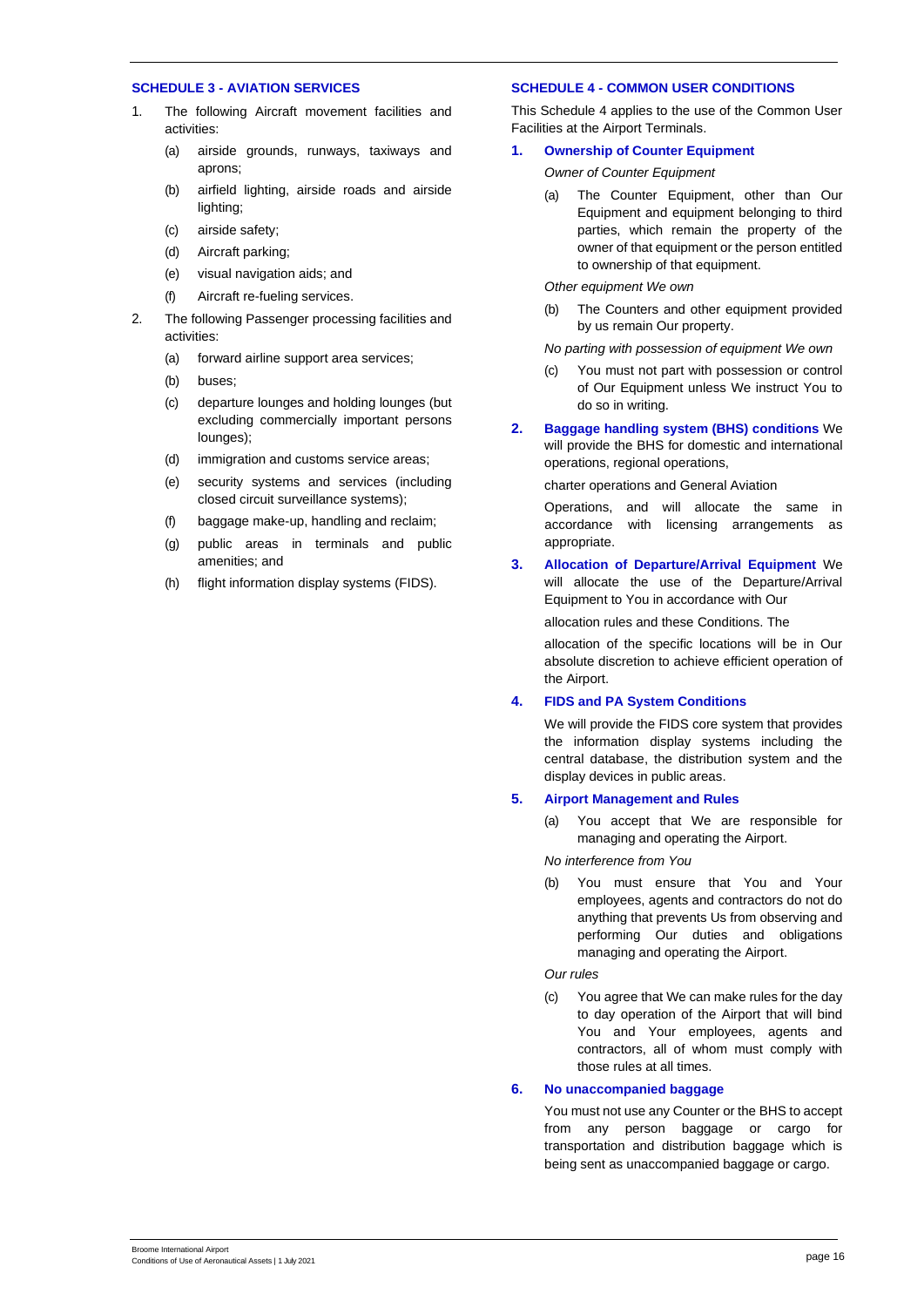## SCHEDULE 3 - AVIATION SERVICES

1. The following Aircraft movement facilities and activities:
   - (a) airside grounds, runways, taxiways and aprons;
   - (b) airfield lighting, airside roads and airside lighting;
   - (c) airside safety;
   - (d) Aircraft parking;
   - (e) visual navigation aids; and
   - (f) Aircraft re-fueling services.
2. The following Passenger processing facilities and activities:
   - (a) forward airline support area services;
   - (b) buses;
   - (c) departure lounges and holding lounges (but excluding commercially important persons lounges);
   - (d) immigration and customs service areas;
   - (e) security systems and services (including closed circuit surveillance systems);
   - (f) baggage make-up, handling and reclaim;
   - (g) public areas in terminals and public amenities; and
   - (h) flight information display systems (FIDS).

## SCHEDULE 4 - COMMON USER CONDITIONS

This Schedule 4 applies to the use of the Common User Facilities at the Airport Terminals.

### 1. Ownership of Counter Equipment

*Owner of Counter Equipment*

(a) The Counter Equipment, other than Our Equipment and equipment belonging to third parties, which remain the property of the owner of that equipment or the person entitled to ownership of that equipment.

*Other equipment We own*

(b) The Counters and other equipment provided by us remain Our property.

*No parting with possession of equipment We own*

(c) You must not part with possession or control of Our Equipment unless We instruct You to do so in writing.

### 2. Baggage handling system (BHS) conditions

We will provide the BHS for domestic and international operations, regional operations,

charter operations and General Aviation

Operations, and will allocate the same in accordance with licensing arrangements as appropriate.

### 3. Allocation of Departure/Arrival Equipment

We will allocate the use of the Departure/Arrival Equipment to You in accordance with Our

allocation rules and these Conditions. The

allocation of the specific locations will be in Our absolute discretion to achieve efficient operation of the Airport.

### 4. FIDS and PA System Conditions

We will provide the FIDS core system that provides the information display systems including the central database, the distribution system and the display devices in public areas.

### 5. Airport Management and Rules

(a) You accept that We are responsible for managing and operating the Airport.

*No interference from You*

(b) You must ensure that You and Your employees, agents and contractors do not do anything that prevents Us from observing and performing Our duties and obligations managing and operating the Airport.

*Our rules*

(c) You agree that We can make rules for the day to day operation of the Airport that will bind You and Your employees, agents and contractors, all of whom must comply with those rules at all times.

### 6. No unaccompanied baggage

You must not use any Counter or the BHS to accept from any person baggage or cargo for transportation and distribution baggage which is being sent as unaccompanied baggage or cargo.